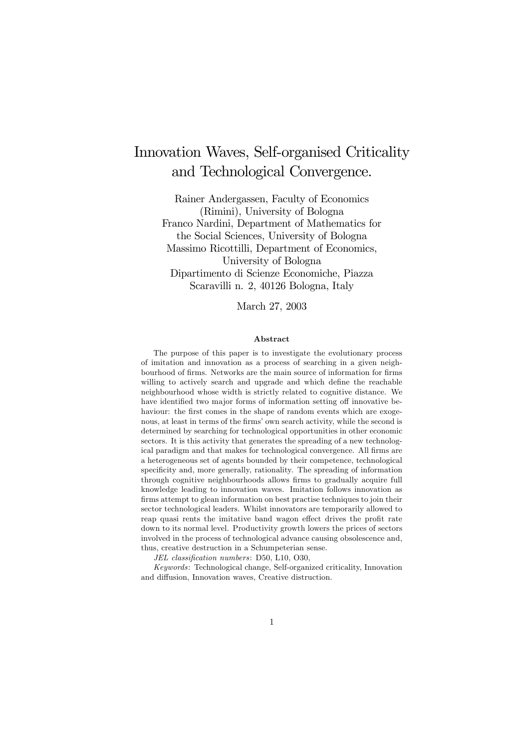# Innovation Waves, Self-organised Criticality and Technological Convergence.

Rainer Andergassen, Faculty of Economics (Rimini), University of Bologna
Franco Nardini, Department of Mathematics for the Social Sciences, University of Bologna
Massimo Ricottilli, Department of Economics, University of Bologna
Dipartimento di Scienze Economiche, Piazza Scaravilli n. 2, 40126 Bologna, Italy

March 27, 2003

**Abstract**

The purpose of this paper is to investigate the evolutionary process of imitation and innovation as a process of searching in a given neighbourhood of firms. Networks are the main source of information for firms willing to actively search and upgrade and which define the reachable neighbourhood whose width is strictly related to cognitive distance. We have identified two major forms of information setting off innovative behaviour: the first comes in the shape of random events which are exogenous, at least in terms of the firms' own search activity, while the second is determined by searching for technological opportunities in other economic sectors. It is this activity that generates the spreading of a new technological paradigm and that makes for technological convergence. All firms are a heterogeneous set of agents bounded by their competence, technological specificity and, more generally, rationality. The spreading of information through cognitive neighbourhoods allows firms to gradually acquire full knowledge leading to innovation waves. Imitation follows innovation as firms attempt to glean information on best practise techniques to join their sector technological leaders. Whilst innovators are temporarily allowed to reap quasi rents the imitative band wagon effect drives the profit rate down to its normal level. Productivity growth lowers the prices of sectors involved in the process of technological advance causing obsolescence and, thus, creative destruction in a Schumpeterian sense.

*JEL classification numbers*: D50, L10, O30,

*Keywords*: Technological change, Self-organized criticality, Innovation and diffusion, Innovation waves, Creative distruction.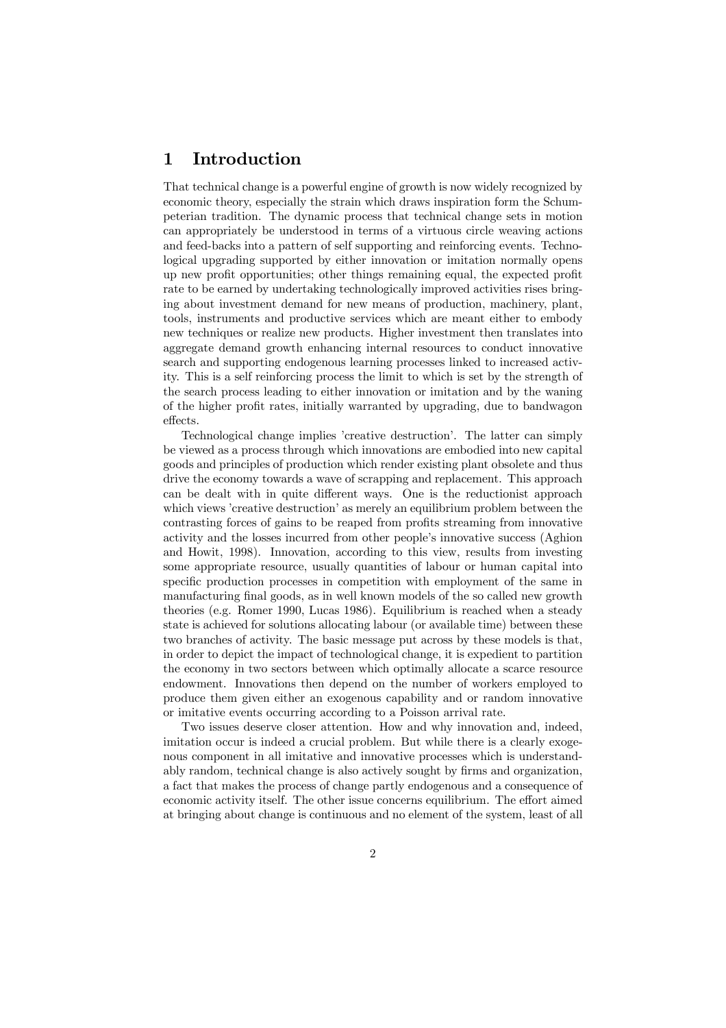# 1 Introduction

That technical change is a powerful engine of growth is now widely recognized by economic theory, especially the strain which draws inspiration form the Schumpeterian tradition. The dynamic process that technical change sets in motion can appropriately be understood in terms of a virtuous circle weaving actions and feed-backs into a pattern of self supporting and reinforcing events. Technological upgrading supported by either innovation or imitation normally opens up new profit opportunities; other things remaining equal, the expected profit rate to be earned by undertaking technologically improved activities rises bringing about investment demand for new means of production, machinery, plant, tools, instruments and productive services which are meant either to embody new techniques or realize new products. Higher investment then translates into aggregate demand growth enhancing internal resources to conduct innovative search and supporting endogenous learning processes linked to increased activity. This is a self reinforcing process the limit to which is set by the strength of the search process leading to either innovation or imitation and by the waning of the higher profit rates, initially warranted by upgrading, due to bandwagon effects.

Technological change implies 'creative destruction'. The latter can simply be viewed as a process through which innovations are embodied into new capital goods and principles of production which render existing plant obsolete and thus drive the economy towards a wave of scrapping and replacement. This approach can be dealt with in quite different ways. One is the reductionist approach which views 'creative destruction' as merely an equilibrium problem between the contrasting forces of gains to be reaped from profits streaming from innovative activity and the losses incurred from other people's innovative success (Aghion and Howit, 1998). Innovation, according to this view, results from investing some appropriate resource, usually quantities of labour or human capital into specific production processes in competition with employment of the same in manufacturing final goods, as in well known models of the so called new growth theories (e.g. Romer 1990, Lucas 1986). Equilibrium is reached when a steady state is achieved for solutions allocating labour (or available time) between these two branches of activity. The basic message put across by these models is that, in order to depict the impact of technological change, it is expedient to partition the economy in two sectors between which optimally allocate a scarce resource endowment. Innovations then depend on the number of workers employed to produce them given either an exogenous capability and or random innovative or imitative events occurring according to a Poisson arrival rate.

Two issues deserve closer attention. How and why innovation and, indeed, imitation occur is indeed a crucial problem. But while there is a clearly exogenous component in all imitative and innovative processes which is understandably random, technical change is also actively sought by firms and organization, a fact that makes the process of change partly endogenous and a consequence of economic activity itself. The other issue concerns equilibrium. The effort aimed at bringing about change is continuous and no element of the system, least of all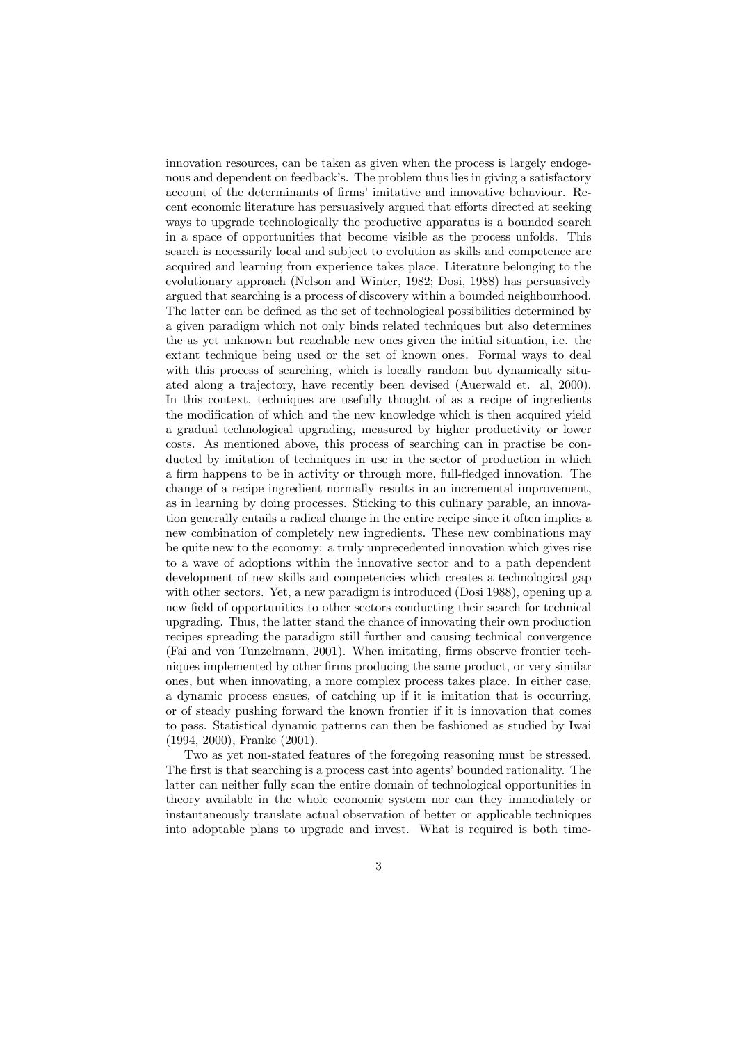innovation resources, can be taken as given when the process is largely endogenous and dependent on feedback's. The problem thus lies in giving a satisfactory account of the determinants of firms' imitative and innovative behaviour. Recent economic literature has persuasively argued that efforts directed at seeking ways to upgrade technologically the productive apparatus is a bounded search in a space of opportunities that become visible as the process unfolds. This search is necessarily local and subject to evolution as skills and competence are acquired and learning from experience takes place. Literature belonging to the evolutionary approach (Nelson and Winter, 1982; Dosi, 1988) has persuasively argued that searching is a process of discovery within a bounded neighbourhood. The latter can be defined as the set of technological possibilities determined by a given paradigm which not only binds related techniques but also determines the as yet unknown but reachable new ones given the initial situation, i.e. the extant technique being used or the set of known ones. Formal ways to deal with this process of searching, which is locally random but dynamically situated along a trajectory, have recently been devised (Auerwald et. al, 2000). In this context, techniques are usefully thought of as a recipe of ingredients the modification of which and the new knowledge which is then acquired yield a gradual technological upgrading, measured by higher productivity or lower costs. As mentioned above, this process of searching can in practise be conducted by imitation of techniques in use in the sector of production in which a firm happens to be in activity or through more, full-fledged innovation. The change of a recipe ingredient normally results in an incremental improvement, as in learning by doing processes. Sticking to this culinary parable, an innovation generally entails a radical change in the entire recipe since it often implies a new combination of completely new ingredients. These new combinations may be quite new to the economy: a truly unprecedented innovation which gives rise to a wave of adoptions within the innovative sector and to a path dependent development of new skills and competencies which creates a technological gap with other sectors. Yet, a new paradigm is introduced (Dosi 1988), opening up a new field of opportunities to other sectors conducting their search for technical upgrading. Thus, the latter stand the chance of innovating their own production recipes spreading the paradigm still further and causing technical convergence (Fai and von Tunzelmann, 2001). When imitating, firms observe frontier techniques implemented by other firms producing the same product, or very similar ones, but when innovating, a more complex process takes place. In either case, a dynamic process ensues, of catching up if it is imitation that is occurring, or of steady pushing forward the known frontier if it is innovation that comes to pass. Statistical dynamic patterns can then be fashioned as studied by Iwai (1994, 2000), Franke (2001).

Two as yet non-stated features of the foregoing reasoning must be stressed. The first is that searching is a process cast into agents' bounded rationality. The latter can neither fully scan the entire domain of technological opportunities in theory available in the whole economic system nor can they immediately or instantaneously translate actual observation of better or applicable techniques into adoptable plans to upgrade and invest. What is required is both time-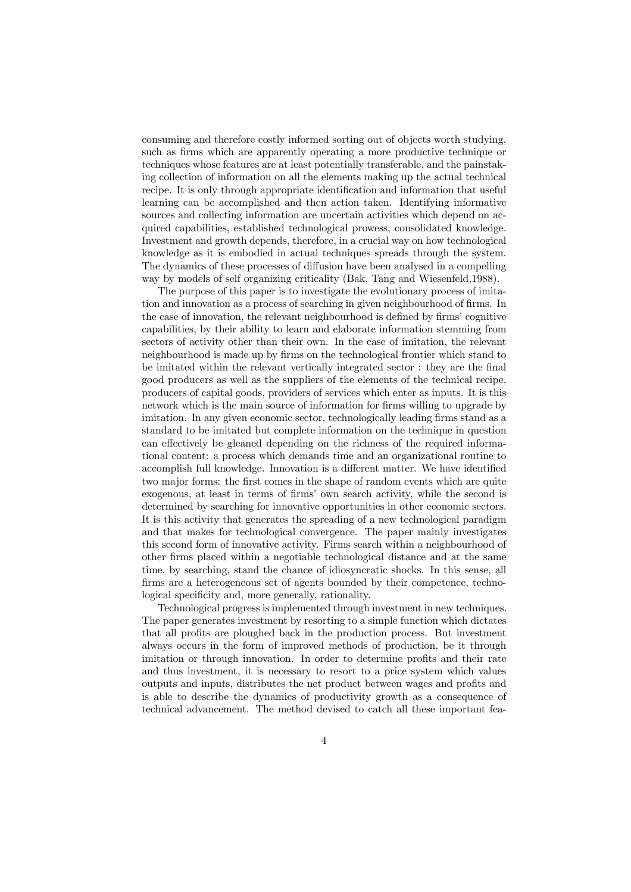consuming and therefore costly informed sorting out of objects worth studying, such as firms which are apparently operating a more productive technique or techniques whose features are at least potentially transferable, and the painstaking collection of information on all the elements making up the actual technical recipe. It is only through appropriate identification and information that useful learning can be accomplished and then action taken. Identifying informative sources and collecting information are uncertain activities which depend on acquired capabilities, established technological prowess, consolidated knowledge. Investment and growth depends, therefore, in a crucial way on how technological knowledge as it is embodied in actual techniques spreads through the system. The dynamics of these processes of diffusion have been analysed in a compelling way by models of self organizing criticality (Bak, Tang and Wiesenfeld,1988).

The purpose of this paper is to investigate the evolutionary process of imitation and innovation as a process of searching in given neighbourhood of firms. In the case of innovation, the relevant neighbourhood is defined by firms' cognitive capabilities, by their ability to learn and elaborate information stemming from sectors of activity other than their own. In the case of imitation, the relevant neighbourhood is made up by firms on the technological frontier which stand to be imitated within the relevant vertically integrated sector : they are the final good producers as well as the suppliers of the elements of the technical recipe, producers of capital goods, providers of services which enter as inputs. It is this network which is the main source of information for firms willing to upgrade by imitation. In any given economic sector, technologically leading firms stand as a standard to be imitated but complete information on the technique in question can effectively be gleaned depending on the richness of the required informational content: a process which demands time and an organizational routine to accomplish full knowledge. Innovation is a different matter. We have identified two major forms: the first comes in the shape of random events which are quite exogenous, at least in terms of firms' own search activity, while the second is determined by searching for innovative opportunities in other economic sectors. It is this activity that generates the spreading of a new technological paradigm and that makes for technological convergence. The paper mainly investigates this second form of innovative activity. Firms search within a neighbourhood of other firms placed within a negotiable technological distance and at the same time, by searching, stand the chance of idiosyncratic shocks. In this sense, all firms are a heterogeneous set of agents bounded by their competence, technological specificity and, more generally, rationality.

Technological progress is implemented through investment in new techniques. The paper generates investment by resorting to a simple function which dictates that all profits are ploughed back in the production process. But investment always occurs in the form of improved methods of production, be it through imitation or through innovation. In order to determine profits and their rate and thus investment, it is necessary to resort to a price system which values outputs and inputs, distributes the net product between wages and profits and is able to describe the dynamics of productivity growth as a consequence of technical advancement. The method devised to catch all these important fea-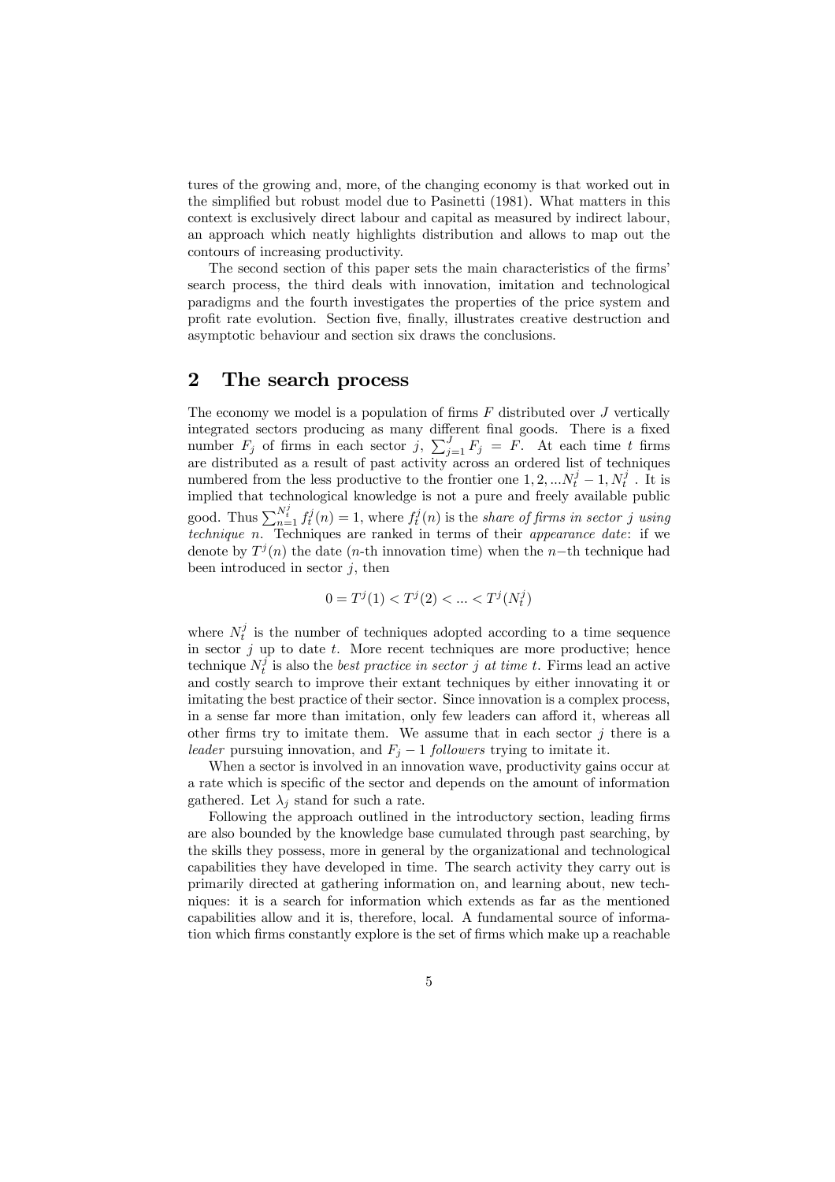tures of the growing and, more, of the changing economy is that worked out in the simplified but robust model due to Pasinetti (1981). What matters in this context is exclusively direct labour and capital as measured by indirect labour, an approach which neatly highlights distribution and allows to map out the contours of increasing productivity.

The second section of this paper sets the main characteristics of the firms' search process, the third deals with innovation, imitation and technological paradigms and the fourth investigates the properties of the price system and profit rate evolution. Section five, finally, illustrates creative destruction and asymptotic behaviour and section six draws the conclusions.

## 2 The search process

The economy we model is a population of firms $F$ distributed over $J$ vertically integrated sectors producing as many different final goods. There is a fixed number $F_j$ of firms in each sector $j$, $\sum_{j=1}^{J} F_j = F$. At each time $t$ firms are distributed as a result of past activity across an ordered list of techniques numbered from the less productive to the frontier one $1, 2, ...N_t^j - 1, N_t^j$ . It is implied that technological knowledge is not a pure and freely available public good. Thus $\sum_{n=1}^{N_t^j} f_t^j(n) = 1$, where $f_t^j(n)$ is the *share of firms in sector $j$ using technique $n$*. Techniques are ranked in terms of their *appearance date*: if we denote by $T^j(n)$ the date ($n$-th innovation time) when the $n-$th technique had been introduced in sector $j$, then

$$0 = T^j(1) < T^j(2) < ... < T^j(N_t^j)$$

where $N_t^j$ is the number of techniques adopted according to a time sequence in sector $j$ up to date $t$. More recent techniques are more productive; hence technique $N_t^j$ is also the *best practice in sector $j$ at time $t$*. Firms lead an active and costly search to improve their extant techniques by either innovating it or imitating the best practice of their sector. Since innovation is a complex process, in a sense far more than imitation, only few leaders can afford it, whereas all other firms try to imitate them. We assume that in each sector $j$ there is a *leader* pursuing innovation, and $F_j - 1$ *followers* trying to imitate it.

When a sector is involved in an innovation wave, productivity gains occur at a rate which is specific of the sector and depends on the amount of information gathered. Let $\lambda_j$ stand for such a rate.

Following the approach outlined in the introductory section, leading firms are also bounded by the knowledge base cumulated through past searching, by the skills they possess, more in general by the organizational and technological capabilities they have developed in time. The search activity they carry out is primarily directed at gathering information on, and learning about, new techniques: it is a search for information which extends as far as the mentioned capabilities allow and it is, therefore, local. A fundamental source of information which firms constantly explore is the set of firms which make up a reachable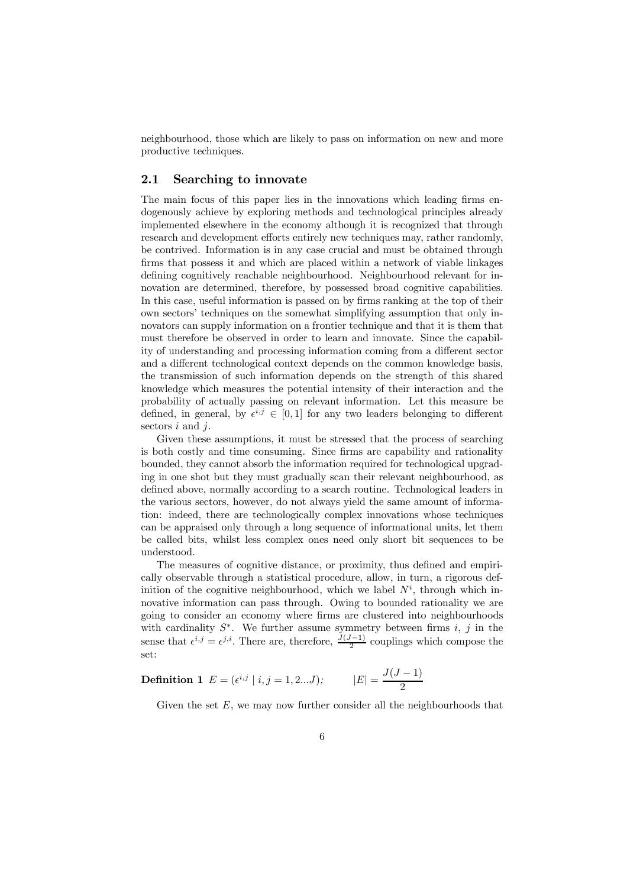neighbourhood, those which are likely to pass on information on new and more productive techniques.

## 2.1 Searching to innovate

The main focus of this paper lies in the innovations which leading firms endogenously achieve by exploring methods and technological principles already implemented elsewhere in the economy although it is recognized that through research and development efforts entirely new techniques may, rather randomly, be contrived. Information is in any case crucial and must be obtained through firms that possess it and which are placed within a network of viable linkages defining cognitively reachable neighbourhood. Neighbourhood relevant for innovation are determined, therefore, by possessed broad cognitive capabilities. In this case, useful information is passed on by firms ranking at the top of their own sectors' techniques on the somewhat simplifying assumption that only innovators can supply information on a frontier technique and that it is them that must therefore be observed in order to learn and innovate. Since the capability of understanding and processing information coming from a different sector and a different technological context depends on the common knowledge basis, the transmission of such information depends on the strength of this shared knowledge which measures the potential intensity of their interaction and the probability of actually passing on relevant information. Let this measure be defined, in general, by $\epsilon^{i,j} \in [0,1]$ for any two leaders belonging to different sectors $i$ and $j$.

Given these assumptions, it must be stressed that the process of searching is both costly and time consuming. Since firms are capability and rationality bounded, they cannot absorb the information required for technological upgrading in one shot but they must gradually scan their relevant neighbourhood, as defined above, normally according to a search routine. Technological leaders in the various sectors, however, do not always yield the same amount of information: indeed, there are technologically complex innovations whose techniques can be appraised only through a long sequence of informational units, let them be called bits, whilst less complex ones need only short bit sequences to be understood.

The measures of cognitive distance, or proximity, thus defined and empirically observable through a statistical procedure, allow, in turn, a rigorous definition of the cognitive neighbourhood, which we label $N^i$, through which innovative information can pass through. Owing to bounded rationality we are going to consider an economy where firms are clustered into neighbourhoods with cardinality $S^*$. We further assume symmetry between firms $i$, $j$ in the sense that $\epsilon^{i,j} = \epsilon^{j,i}$. There are, therefore, $\frac{J(J-1)}{2}$ couplings which compose the set:

**Definition 1** $E = (\epsilon^{i,j} \mid i,j = 1, 2...J)$; $\qquad |E| = \dfrac{J(J-1)}{2}$

Given the set $E$, we may now further consider all the neighbourhoods that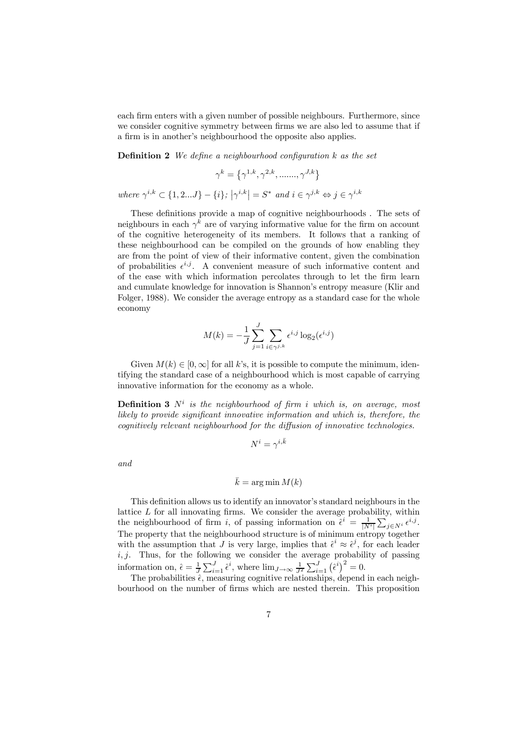each firm enters with a given number of possible neighbours. Furthermore, since we consider cognitive symmetry between firms we are also led to assume that if a firm is in another's neighbourhood the opposite also applies.

**Definition 2** *We define a neighbourhood configuration $k$ as the set*

$$\gamma^k = \left\{\gamma^{1,k}, \gamma^{2,k}, \ldots\ldots., \gamma^{J,k}\right\}$$

*where* $\gamma^{i,k} \subset \{1, 2...J\} - \{i\}$*;* $\left|\gamma^{i,k}\right| = S^*$ *and* $i \in \gamma^{j,k} \Leftrightarrow j \in \gamma^{i,k}$

These definitions provide a map of cognitive neighbourhoods . The sets of neighbours in each $\gamma^k$ are of varying informative value for the firm on account of the cognitive heterogeneity of its members. It follows that a ranking of these neighbourhood can be compiled on the grounds of how enabling they are from the point of view of their informative content, given the combination of probabilities $\epsilon^{i,j}$. A convenient measure of such informative content and of the ease with which information percolates through to let the firm learn and cumulate knowledge for innovation is Shannon's entropy measure (Klir and Folger, 1988). We consider the average entropy as a standard case for the whole economy

$$M(k) = -\frac{1}{J}\sum_{j=1}^{J}\sum_{i\in\gamma^{j,k}} \epsilon^{i,j}\log_2(\epsilon^{i,j})$$

Given $M(k) \in [0, \infty]$ for all $k$'s, it is possible to compute the minimum, identifying the standard case of a neighbourhood which is most capable of carrying innovative information for the economy as a whole.

**Definition 3** *$N^i$ is the neighbourhood of firm $i$ which is, on average, most likely to provide significant innovative information and which is, therefore, the cognitively relevant neighbourhood for the diffusion of innovative technologies.*

$$N^i = \gamma^{i,\bar{k}}$$

*and*

$$\bar{k} = \arg\min M(k)$$

This definition allows us to identify an innovator's standard neighbours in the lattice $L$ for all innovating firms. We consider the average probability, within the neighbourhood of firm $i$, of passing information on $\hat{\epsilon}^i = \frac{1}{|N^i|}\sum_{j\in N^i}\epsilon^{i,j}$. The property that the neighbourhood structure is of minimum entropy together with the assumption that $J$ is very large, implies that $\hat{\epsilon}^i \approx \hat{\epsilon}^j$, for each leader $i, j$. Thus, for the following we consider the average probability of passing information on, $\hat{\epsilon} = \frac{1}{J}\sum_{i=1}^{J}\hat{\epsilon}^i$, where $\lim_{J\to\infty}\frac{1}{J^2}\sum_{i=1}^{J}\left(\hat{\epsilon}^i\right)^2 = 0$.

The probabilities $\hat{\epsilon}$, measuring cognitive relationships, depend in each neighbourhood on the number of firms which are nested therein. This proposition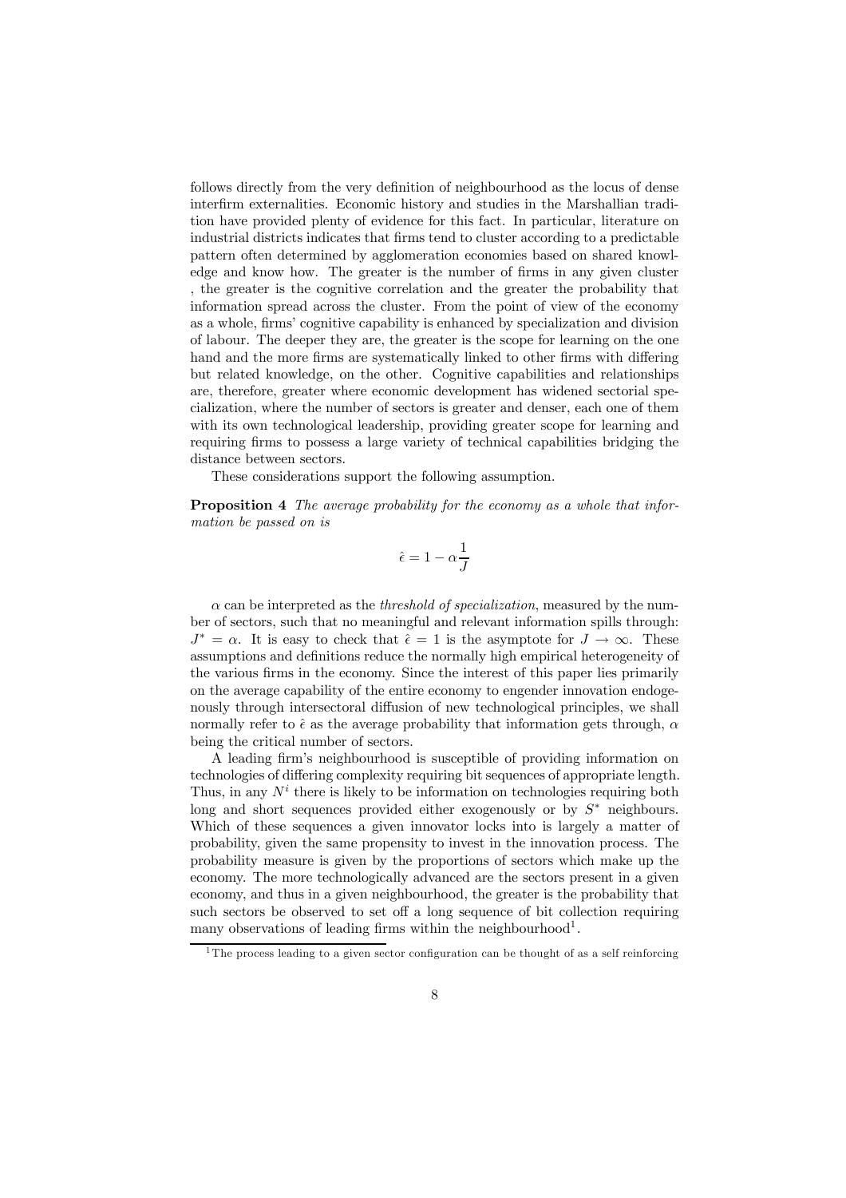follows directly from the very definition of neighbourhood as the locus of dense interfirm externalities. Economic history and studies in the Marshallian tradition have provided plenty of evidence for this fact. In particular, literature on industrial districts indicates that firms tend to cluster according to a predictable pattern often determined by agglomeration economies based on shared knowledge and know how. The greater is the number of firms in any given cluster , the greater is the cognitive correlation and the greater the probability that information spread across the cluster. From the point of view of the economy as a whole, firms' cognitive capability is enhanced by specialization and division of labour. The deeper they are, the greater is the scope for learning on the one hand and the more firms are systematically linked to other firms with differing but related knowledge, on the other. Cognitive capabilities and relationships are, therefore, greater where economic development has widened sectorial specialization, where the number of sectors is greater and denser, each one of them with its own technological leadership, providing greater scope for learning and requiring firms to possess a large variety of technical capabilities bridging the distance between sectors.

These considerations support the following assumption.

**Proposition 4** *The average probability for the economy as a whole that information be passed on is*

$$\hat{\epsilon} = 1 - \alpha \frac{1}{J}$$

$\alpha$ can be interpreted as the *threshold of specialization*, measured by the number of sectors, such that no meaningful and relevant information spills through: $J^* = \alpha$. It is easy to check that $\hat{\epsilon} = 1$ is the asymptote for $J \to \infty$. These assumptions and definitions reduce the normally high empirical heterogeneity of the various firms in the economy. Since the interest of this paper lies primarily on the average capability of the entire economy to engender innovation endogenously through intersectoral diffusion of new technological principles, we shall normally refer to $\hat{\epsilon}$ as the average probability that information gets through, $\alpha$ being the critical number of sectors.

A leading firm's neighbourhood is susceptible of providing information on technologies of differing complexity requiring bit sequences of appropriate length. Thus, in any $N^i$ there is likely to be information on technologies requiring both long and short sequences provided either exogenously or by $S^*$ neighbours. Which of these sequences a given innovator locks into is largely a matter of probability, given the same propensity to invest in the innovation process. The probability measure is given by the proportions of sectors which make up the economy. The more technologically advanced are the sectors present in a given economy, and thus in a given neighbourhood, the greater is the probability that such sectors be observed to set off a long sequence of bit collection requiring many observations of leading firms within the neighbourhood[1].

[1] The process leading to a given sector configuration can be thought of as a self reinforcing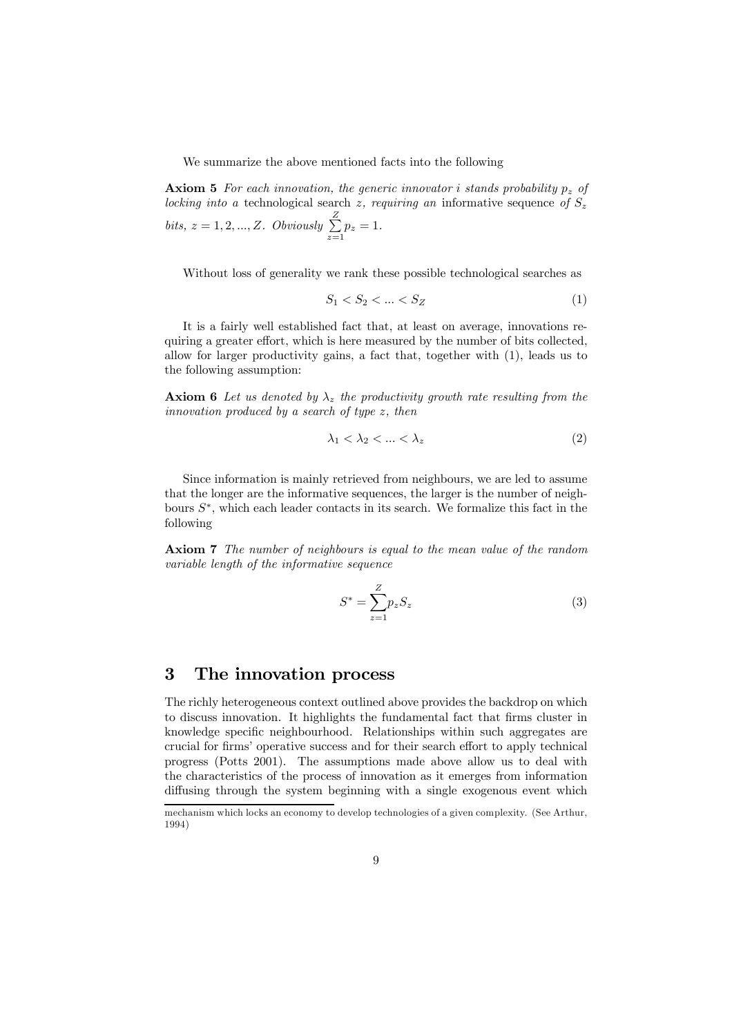We summarize the above mentioned facts into the following

**Axiom 5** *For each innovation, the generic innovator $i$ stands probability $p_z$ of locking into a* technological search *$z$, requiring an* informative sequence *of $S_z$ bits, $z = 1, 2, ..., Z$. Obviously $\sum_{z=1}^{Z} p_z = 1$.*

Without loss of generality we rank these possible technological searches as

$$S_1 < S_2 < ... < S_Z \tag{1}$$

It is a fairly well established fact that, at least on average, innovations requiring a greater effort, which is here measured by the number of bits collected, allow for larger productivity gains, a fact that, together with (1), leads us to the following assumption:

**Axiom 6** *Let us denoted by $\lambda_z$ the productivity growth rate resulting from the innovation produced by a search of type $z$, then*

$$\lambda_1 < \lambda_2 < ... < \lambda_z \tag{2}$$

Since information is mainly retrieved from neighbours, we are led to assume that the longer are the informative sequences, the larger is the number of neighbours $S^*$, which each leader contacts in its search. We formalize this fact in the following

**Axiom 7** *The number of neighbours is equal to the mean value of the random variable length of the informative sequence*

$$S^* = \sum_{z=1}^{Z} p_z S_z \tag{3}$$

## 3 The innovation process

The richly heterogeneous context outlined above provides the backdrop on which to discuss innovation. It highlights the fundamental fact that firms cluster in knowledge specific neighbourhood. Relationships within such aggregates are crucial for firms' operative success and for their search effort to apply technical progress (Potts 2001). The assumptions made above allow us to deal with the characteristics of the process of innovation as it emerges from information diffusing through the system beginning with a single exogenous event which

mechanism which locks an economy to develop technologies of a given complexity. (See Arthur, 1994)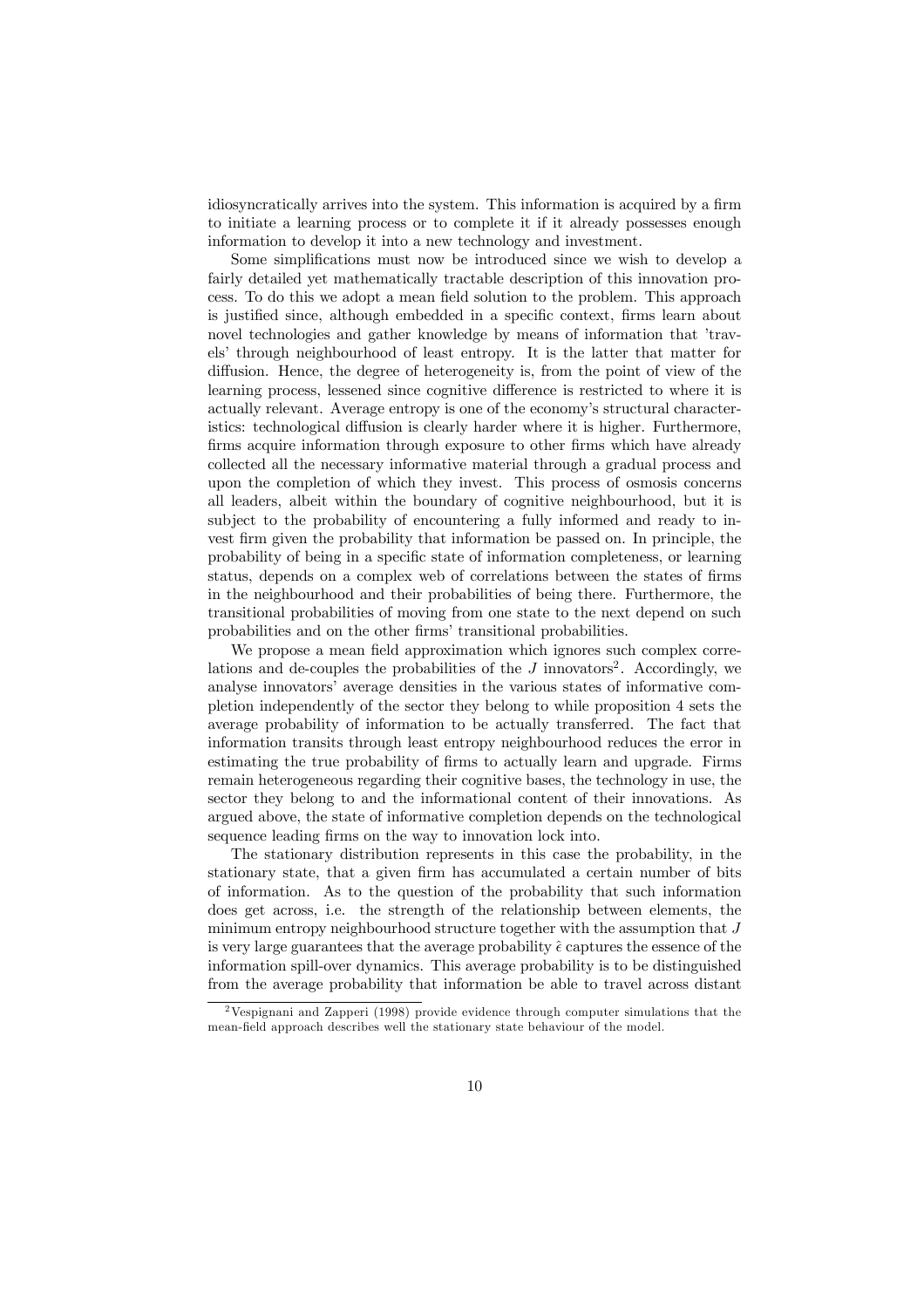idiosyncratically arrives into the system. This information is acquired by a firm to initiate a learning process or to complete it if it already possesses enough information to develop it into a new technology and investment.

Some simplifications must now be introduced since we wish to develop a fairly detailed yet mathematically tractable description of this innovation process. To do this we adopt a mean field solution to the problem. This approach is justified since, although embedded in a specific context, firms learn about novel technologies and gather knowledge by means of information that 'travels' through neighbourhood of least entropy. It is the latter that matter for diffusion. Hence, the degree of heterogeneity is, from the point of view of the learning process, lessened since cognitive difference is restricted to where it is actually relevant. Average entropy is one of the economy's structural characteristics: technological diffusion is clearly harder where it is higher. Furthermore, firms acquire information through exposure to other firms which have already collected all the necessary informative material through a gradual process and upon the completion of which they invest. This process of osmosis concerns all leaders, albeit within the boundary of cognitive neighbourhood, but it is subject to the probability of encountering a fully informed and ready to invest firm given the probability that information be passed on. In principle, the probability of being in a specific state of information completeness, or learning status, depends on a complex web of correlations between the states of firms in the neighbourhood and their probabilities of being there. Furthermore, the transitional probabilities of moving from one state to the next depend on such probabilities and on the other firms' transitional probabilities.

We propose a mean field approximation which ignores such complex correlations and de-couples the probabilities of the $J$ innovators[2]. Accordingly, we analyse innovators' average densities in the various states of informative completion independently of the sector they belong to while proposition 4 sets the average probability of information to be actually transferred. The fact that information transits through least entropy neighbourhood reduces the error in estimating the true probability of firms to actually learn and upgrade. Firms remain heterogeneous regarding their cognitive bases, the technology in use, the sector they belong to and the informational content of their innovations. As argued above, the state of informative completion depends on the technological sequence leading firms on the way to innovation lock into.

The stationary distribution represents in this case the probability, in the stationary state, that a given firm has accumulated a certain number of bits of information. As to the question of the probability that such information does get across, i.e. the strength of the relationship between elements, the minimum entropy neighbourhood structure together with the assumption that $J$ is very large guarantees that the average probability $\hat{\epsilon}$ captures the essence of the information spill-over dynamics. This average probability is to be distinguished from the average probability that information be able to travel across distant

[2] Vespignani and Zapperi (1998) provide evidence through computer simulations that the mean-field approach describes well the stationary state behaviour of the model.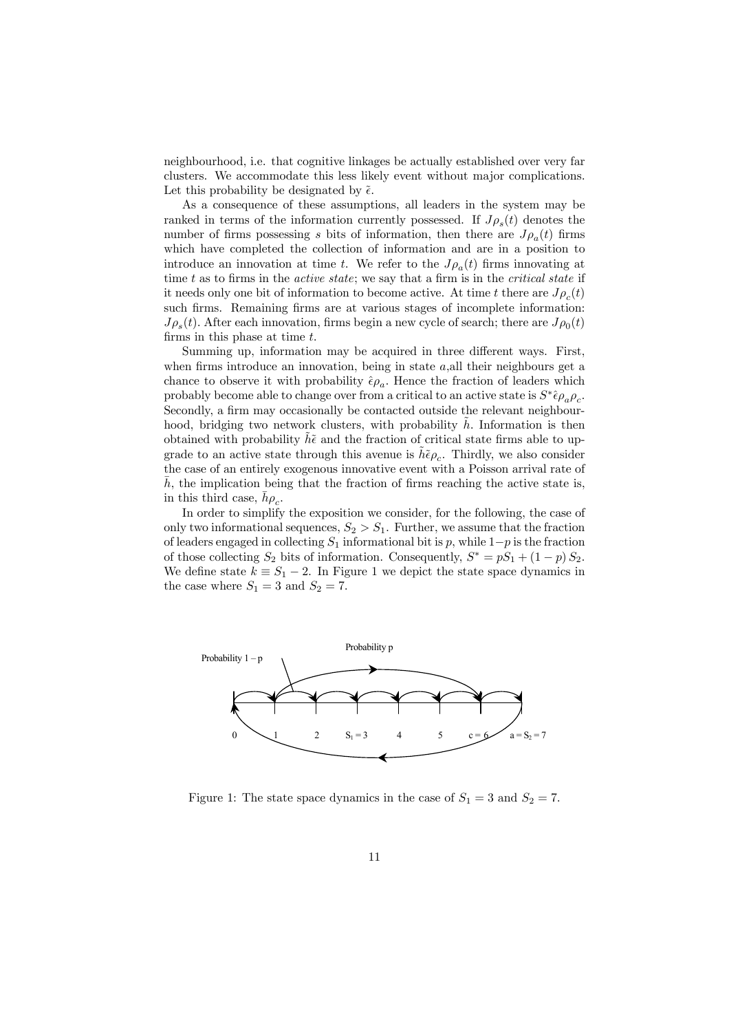neighbourhood, i.e. that cognitive linkages be actually established over very far clusters. We accommodate this less likely event without major complications. Let this probability be designated by $\tilde{\epsilon}$.

As a consequence of these assumptions, all leaders in the system may be ranked in terms of the information currently possessed. If $J\rho_s(t)$ denotes the number of firms possessing $s$ bits of information, then there are $J\rho_a(t)$ firms which have completed the collection of information and are in a position to introduce an innovation at time $t$. We refer to the $J\rho_a(t)$ firms innovating at time $t$ as to firms in the *active state*; we say that a firm is in the *critical state* if it needs only one bit of information to become active. At time $t$ there are $J\rho_c(t)$ such firms. Remaining firms are at various stages of incomplete information: $J\rho_s(t)$. After each innovation, firms begin a new cycle of search; there are $J\rho_0(t)$ firms in this phase at time $t$.

Summing up, information may be acquired in three different ways. First, when firms introduce an innovation, being in state $a$,all their neighbours get a chance to observe it with probability $\hat{\epsilon}\rho_a$. Hence the fraction of leaders which probably become able to change over from a critical to an active state is $S^*\hat{\epsilon}\rho_a\rho_c$. Secondly, a firm may occasionally be contacted outside the relevant neighbourhood, bridging two network clusters, with probability $\tilde{h}$. Information is then obtained with probability $\tilde{h}\tilde{\epsilon}$ and the fraction of critical state firms able to upgrade to an active state through this avenue is $\tilde{h}\tilde{\epsilon}\rho_c$. Thirdly, we also consider the case of an entirely exogenous innovative event with a Poisson arrival rate of $\bar{h}$, the implication being that the fraction of firms reaching the active state is, in this third case, $\bar{h}\rho_c$.

In order to simplify the exposition we consider, for the following, the case of only two informational sequences, $S_2 > S_1$. Further, we assume that the fraction of leaders engaged in collecting $S_1$ informational bit is $p$, while $1-p$ is the fraction of those collecting $S_2$ bits of information. Consequently, $S^* = pS_1 + (1-p)S_2$. We define state $k \equiv S_1 - 2$. In Figure 1 we depict the state space dynamics in the case where $S_1 = 3$ and $S_2 = 7$.

Figure 1: The state space dynamics in the case of $S_1 = 3$ and $S_2 = 7$.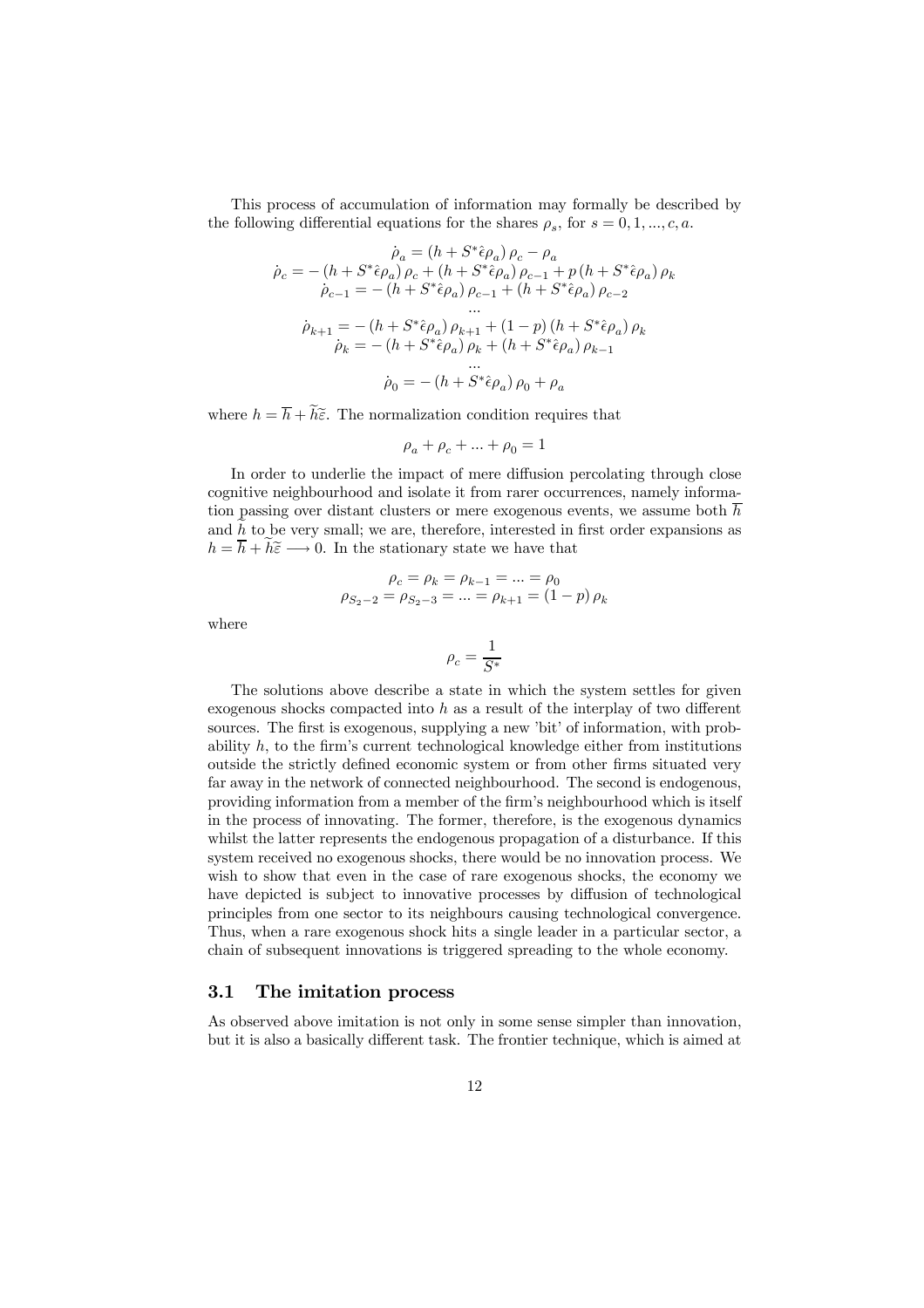This process of accumulation of information may formally be described by the following differential equations for the shares $\rho_s$, for $s = 0, 1, ..., c, a$.

$$
\begin{aligned}
\dot{\rho}_a &= \left(h + S^* \hat{\epsilon} \rho_a\right) \rho_c - \rho_a \\
\dot{\rho}_c &= -\left(h + S^* \hat{\epsilon} \rho_a\right) \rho_c + \left(h + S^* \hat{\epsilon} \rho_a\right) \rho_{c-1} + p \left(h + S^* \hat{\epsilon} \rho_a\right) \rho_k \\
\dot{\rho}_{c-1} &= -\left(h + S^* \hat{\epsilon} \rho_a\right) \rho_{c-1} + \left(h + S^* \hat{\epsilon} \rho_a\right) \rho_{c-2} \\
&\;\;... \\
\dot{\rho}_{k+1} &= -\left(h + S^* \hat{\epsilon} \rho_a\right) \rho_{k+1} + (1-p) \left(h + S^* \hat{\epsilon} \rho_a\right) \rho_k \\
\dot{\rho}_k &= -\left(h + S^* \hat{\epsilon} \rho_a\right) \rho_k + \left(h + S^* \hat{\epsilon} \rho_a\right) \rho_{k-1} \\
&\;\;... \\
\dot{\rho}_0 &= -\left(h + S^* \hat{\epsilon} \rho_a\right) \rho_0 + \rho_a
\end{aligned}
$$

where $h = \overline{h} + \widetilde{h}\widetilde{\varepsilon}$. The normalization condition requires that

$$
\rho_a + \rho_c + ... + \rho_0 = 1
$$

In order to underlie the impact of mere diffusion percolating through close cognitive neighbourhood and isolate it from rarer occurrences, namely information passing over distant clusters or mere exogenous events, we assume both $\overline{h}$ and $\widetilde{h}$ to be very small; we are, therefore, interested in first order expansions as $h = \overline{h} + \widetilde{h}\widetilde{\varepsilon} \longrightarrow 0$. In the stationary state we have that

$$
\begin{aligned}
\rho_c &= \rho_k = \rho_{k-1} = ... = \rho_0 \\
\rho_{S_2-2} &= \rho_{S_2-3} = ... = \rho_{k+1} = (1-p) \rho_k
\end{aligned}
$$

where

$$
\rho_c = \frac{1}{S^*}
$$

The solutions above describe a state in which the system settles for given exogenous shocks compacted into $h$ as a result of the interplay of two different sources. The first is exogenous, supplying a new 'bit' of information, with probability $h$, to the firm's current technological knowledge either from institutions outside the strictly defined economic system or from other firms situated very far away in the network of connected neighbourhood. The second is endogenous, providing information from a member of the firm's neighbourhood which is itself in the process of innovating. The former, therefore, is the exogenous dynamics whilst the latter represents the endogenous propagation of a disturbance. If this system received no exogenous shocks, there would be no innovation process. We wish to show that even in the case of rare exogenous shocks, the economy we have depicted is subject to innovative processes by diffusion of technological principles from one sector to its neighbours causing technological convergence. Thus, when a rare exogenous shock hits a single leader in a particular sector, a chain of subsequent innovations is triggered spreading to the whole economy.

### 3.1 The imitation process

As observed above imitation is not only in some sense simpler than innovation, but it is also a basically different task. The frontier technique, which is aimed at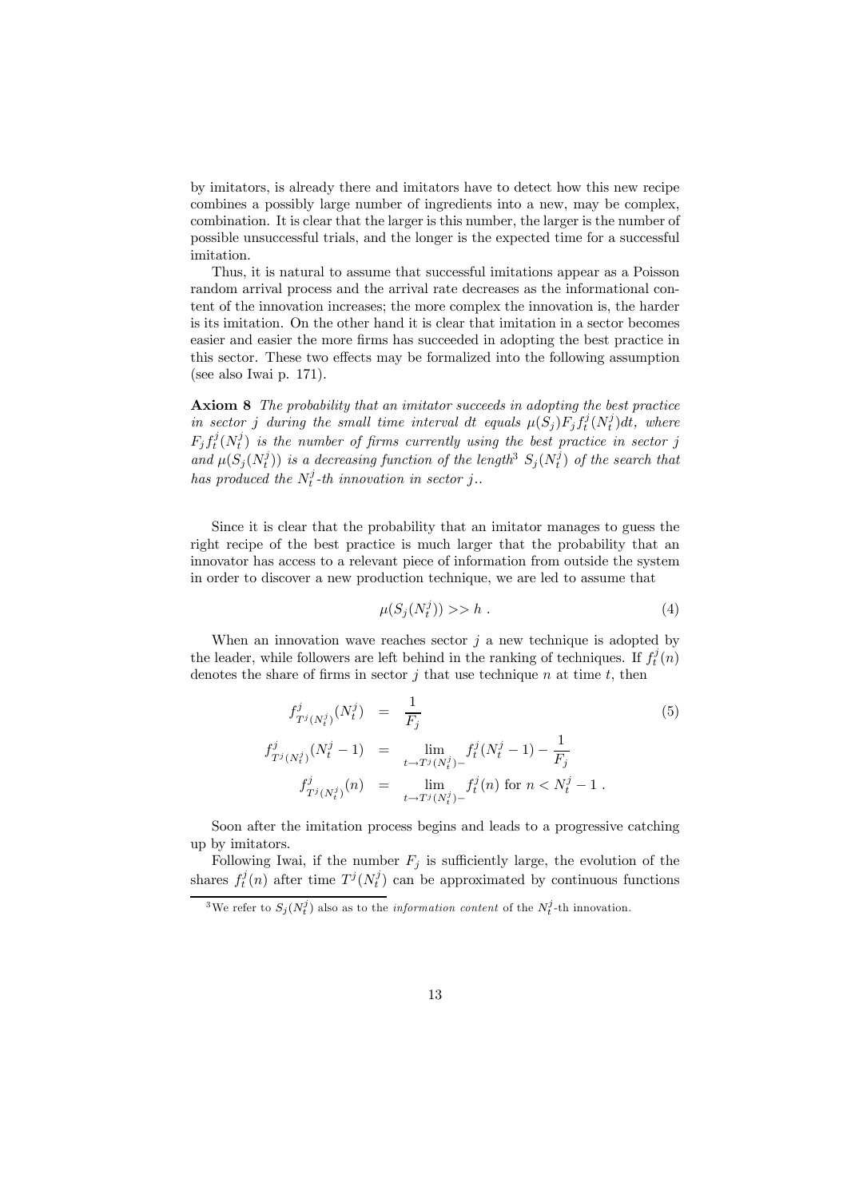by imitators, is already there and imitators have to detect how this new recipe combines a possibly large number of ingredients into a new, may be complex, combination. It is clear that the larger is this number, the larger is the number of possible unsuccessful trials, and the longer is the expected time for a successful imitation.

Thus, it is natural to assume that successful imitations appear as a Poisson random arrival process and the arrival rate decreases as the informational content of the innovation increases; the more complex the innovation is, the harder is its imitation. On the other hand it is clear that imitation in a sector becomes easier and easier the more firms has succeeded in adopting the best practice in this sector. These two effects may be formalized into the following assumption (see also Iwai p. 171).

**Axiom 8** *The probability that an imitator succeeds in adopting the best practice in sector $j$ during the small time interval $dt$ equals $\mu(S_j)F_j f_t^j(N_t^j)dt$, where $F_j f_t^j(N_t^j)$ is the number of firms currently using the best practice in sector $j$ and $\mu(S_j(N_t^j))$ is a decreasing function of the length*[3] *$S_j(N_t^j)$ of the search that has produced the $N_t^j$-th innovation in sector $j$..*

Since it is clear that the probability that an imitator manages to guess the right recipe of the best practice is much larger that the probability that an innovator has access to a relevant piece of information from outside the system in order to discover a new production technique, we are led to assume that

$$\mu(S_j(N_t^j)) >> h \; . \tag{4}$$

When an innovation wave reaches sector $j$ a new technique is adopted by the leader, while followers are left behind in the ranking of techniques. If $f_t^j(n)$ denotes the share of firms in sector $j$ that use technique $n$ at time $t$, then

$$\begin{aligned}
f^j_{T^j(N^j_t)}(N^j_t) &= \frac{1}{F_j} \\
f^j_{T^j(N^j_t)}(N^j_t - 1) &= \lim_{t \to T^j(N^j_t)-} f^j_t(N^j_t - 1) - \frac{1}{F_j} \\
f^j_{T^j(N^j_t)}(n) &= \lim_{t \to T^j(N^j_t)-} f^j_t(n) \text{ for } n < N^j_t - 1 \; .
\end{aligned} \tag{5}$$

Soon after the imitation process begins and leads to a progressive catching up by imitators.

Following Iwai, if the number $F_j$ is sufficiently large, the evolution of the shares $f_t^j(n)$ after time $T^j(N_t^j)$ can be approximated by continuous functions

[3] We refer to $S_j(N_t^j)$ also as to the *information content* of the $N_t^j$-th innovation.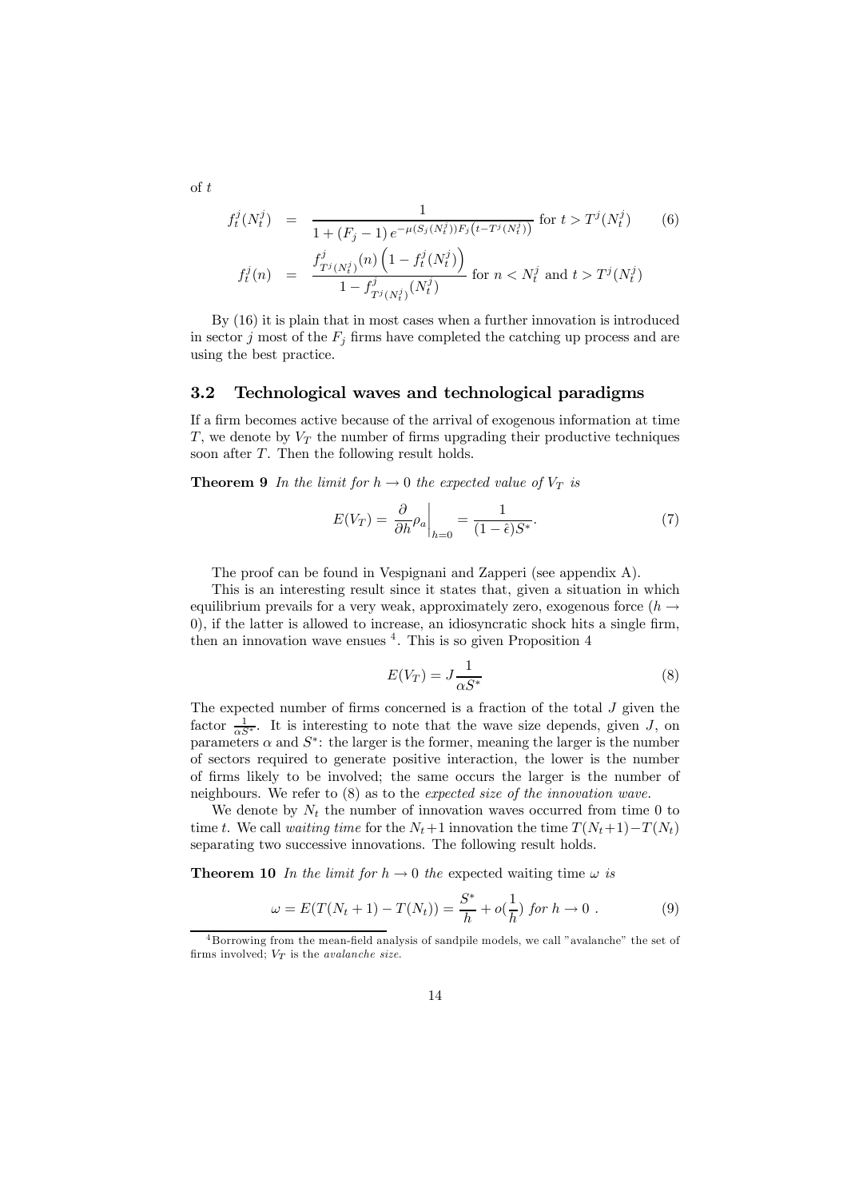of $t$

$$
\begin{aligned}
f_t^j(N_t^j) &= \frac{1}{1+(F_j-1)\,e^{-\mu(S_j(N_t^j))F_j\left(t-T^j(N_t^j)\right)}} \text{ for } t > T^j(N_t^j) \qquad (6)\\
f_t^j(n) &= \frac{f^j_{T^j(N_t^j)}(n)\left(1-f_t^j(N_t^j)\right)}{1-f^j_{T^j(N_t^j)}(N_t^j)} \text{ for } n < N_t^j \text{ and } t > T^j(N_t^j)
\end{aligned}
$$

By (16) it is plain that in most cases when a further innovation is introduced in sector $j$ most of the $F_j$ firms have completed the catching up process and are using the best practice.

## 3.2 Technological waves and technological paradigms

If a firm becomes active because of the arrival of exogenous information at time $T$, we denote by $V_T$ the number of firms upgrading their productive techniques soon after $T$. Then the following result holds.

**Theorem 9** *In the limit for $h \to 0$ the expected value of $V_T$ is*

$$
E(V_T) = \frac{\partial}{\partial h}\rho_a\bigg|_{h=0} = \frac{1}{(1-\hat{\epsilon})S^*}. \qquad (7)
$$

The proof can be found in Vespignani and Zapperi (see appendix A).

This is an interesting result since it states that, given a situation in which equilibrium prevails for a very weak, approximately zero, exogenous force ($h \to 0$), if the latter is allowed to increase, an idiosyncratic shock hits a single firm, then an innovation wave ensues [4]. This is so given Proposition 4

$$
E(V_T) = J\frac{1}{\alpha S^*} \qquad (8)
$$

The expected number of firms concerned is a fraction of the total $J$ given the factor $\frac{1}{\alpha S^*}$. It is interesting to note that the wave size depends, given $J$, on parameters $\alpha$ and $S^*$: the larger is the former, meaning the larger is the number of sectors required to generate positive interaction, the lower is the number of firms likely to be involved; the same occurs the larger is the number of neighbours. We refer to (8) as to the *expected size of the innovation wave.*

We denote by $N_t$ the number of innovation waves occurred from time 0 to time $t$. We call *waiting time* for the $N_t+1$ innovation the time $T(N_t+1)-T(N_t)$ separating two successive innovations. The following result holds.

**Theorem 10** *In the limit for $h \to 0$ the* expected waiting time $\omega$ *is*

$$
\omega = E(T(N_t+1)-T(N_t)) = \frac{S^*}{h} + o(\frac{1}{h}) \text{ for } h \to 0 \ . \qquad (9)
$$

[4] Borrowing from the mean-field analysis of sandpile models, we call "avalanche" the set of firms involved; $V_T$ is the *avalanche size*.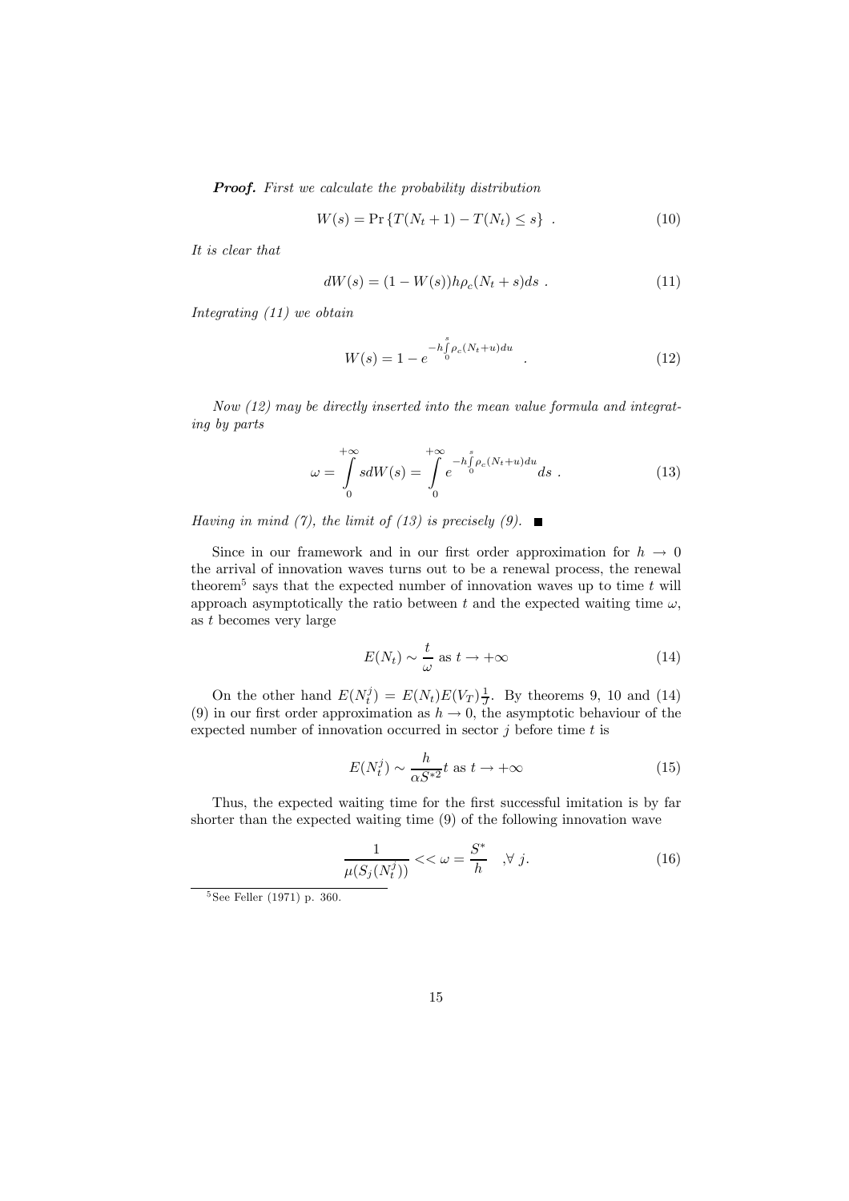***Proof.*** *First we calculate the probability distribution*

$$W(s) = \Pr\left\{T(N_t+1) - T(N_t) \leq s\right\} \ . \tag{10}$$

*It is clear that*

$$dW(s) = (1 - W(s))h\rho_c(N_t + s)ds \ . \tag{11}$$

*Integrating (11) we obtain*

$$W(s) = 1 - e^{-h\int_0^s \rho_c(N_t+u)du} \ . \tag{12}$$

*Now (12) may be directly inserted into the mean value formula and integrating by parts*

$$\omega = \int_0^{+\infty} s dW(s) = \int_0^{+\infty} e^{-h\int_0^s \rho_c(N_t+u)du} ds \ . \tag{13}$$

*Having in mind (7), the limit of (13) is precisely (9).* ■

Since in our framework and in our first order approximation for $h \to 0$ the arrival of innovation waves turns out to be a renewal process, the renewal theorem[5] says that the expected number of innovation waves up to time $t$ will approach asymptotically the ratio between $t$ and the expected waiting time $\omega$, as $t$ becomes very large

$$E(N_t) \sim \frac{t}{\omega} \text{ as } t \to +\infty \tag{14}$$

On the other hand $E(N_t^j) = E(N_t)E(V_T)\frac{1}{J}$. By theorems 9, 10 and (14) (9) in our first order approximation as $h \to 0$, the asymptotic behaviour of the expected number of innovation occurred in sector $j$ before time $t$ is

$$E(N_t^j) \sim \frac{h}{\alpha S^{*2}} t \text{ as } t \to +\infty \tag{15}$$

Thus, the expected waiting time for the first successful imitation is by far shorter than the expected waiting time (9) of the following innovation wave

$$\frac{1}{\mu(S_j(N_t^j))} << \omega = \frac{S^*}{h} \quad ,\forall\ j. \tag{16}$$

[5] See Feller (1971) p. 360.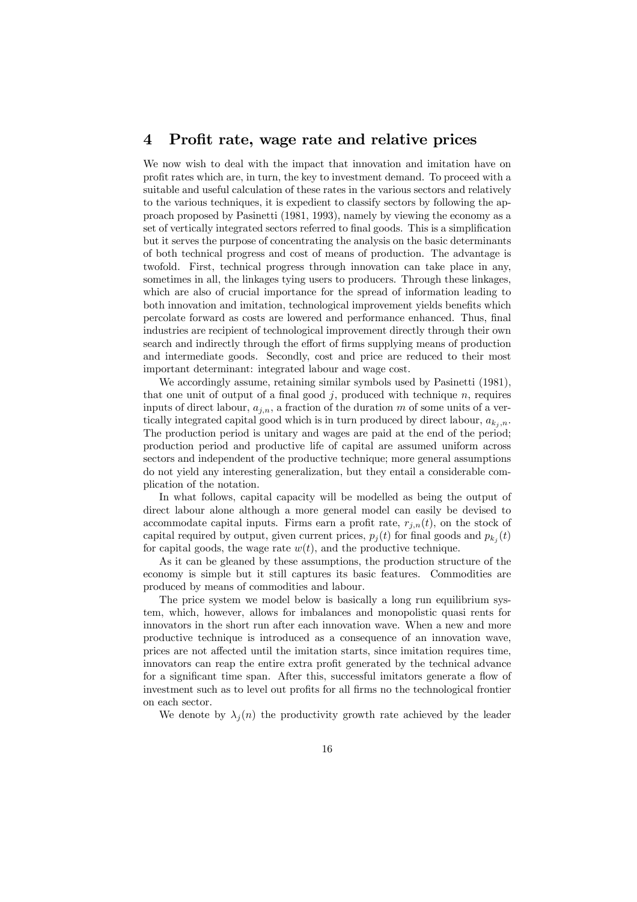## 4 Profit rate, wage rate and relative prices

We now wish to deal with the impact that innovation and imitation have on profit rates which are, in turn, the key to investment demand. To proceed with a suitable and useful calculation of these rates in the various sectors and relatively to the various techniques, it is expedient to classify sectors by following the approach proposed by Pasinetti (1981, 1993), namely by viewing the economy as a set of vertically integrated sectors referred to final goods. This is a simplification but it serves the purpose of concentrating the analysis on the basic determinants of both technical progress and cost of means of production. The advantage is twofold. First, technical progress through innovation can take place in any, sometimes in all, the linkages tying users to producers. Through these linkages, which are also of crucial importance for the spread of information leading to both innovation and imitation, technological improvement yields benefits which percolate forward as costs are lowered and performance enhanced. Thus, final industries are recipient of technological improvement directly through their own search and indirectly through the effort of firms supplying means of production and intermediate goods. Secondly, cost and price are reduced to their most important determinant: integrated labour and wage cost.

We accordingly assume, retaining similar symbols used by Pasinetti (1981), that one unit of output of a final good $j$, produced with technique $n$, requires inputs of direct labour, $a_{j,n}$, a fraction of the duration $m$ of some units of a vertically integrated capital good which is in turn produced by direct labour, $a_{k_j,n}$. The production period is unitary and wages are paid at the end of the period; production period and productive life of capital are assumed uniform across sectors and independent of the productive technique; more general assumptions do not yield any interesting generalization, but they entail a considerable complication of the notation.

In what follows, capital capacity will be modelled as being the output of direct labour alone although a more general model can easily be devised to accommodate capital inputs. Firms earn a profit rate, $r_{j,n}(t)$, on the stock of capital required by output, given current prices, $p_j(t)$ for final goods and $p_{k_j}(t)$ for capital goods, the wage rate $w(t)$, and the productive technique.

As it can be gleaned by these assumptions, the production structure of the economy is simple but it still captures its basic features. Commodities are produced by means of commodities and labour.

The price system we model below is basically a long run equilibrium system, which, however, allows for imbalances and monopolistic quasi rents for innovators in the short run after each innovation wave. When a new and more productive technique is introduced as a consequence of an innovation wave, prices are not affected until the imitation starts, since imitation requires time, innovators can reap the entire extra profit generated by the technical advance for a significant time span. After this, successful imitators generate a flow of investment such as to level out profits for all firms no the technological frontier on each sector.

We denote by $\lambda_j(n)$ the productivity growth rate achieved by the leader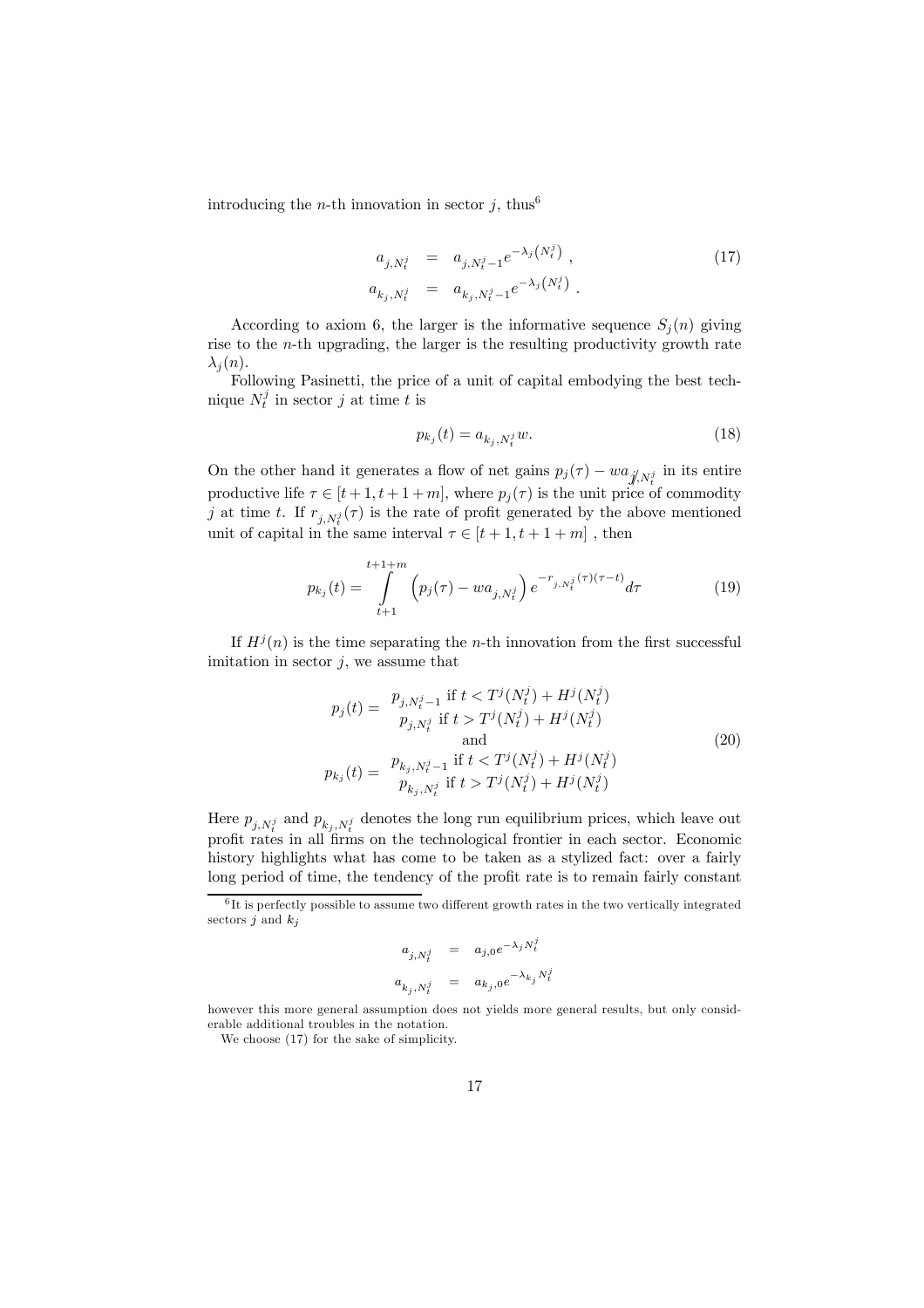introducing the $n$-th innovation in sector $j$, thus[6]

$$
\begin{aligned}
a_{j,N_t^j} &= a_{j,N_t^j-1} e^{-\lambda_j\left(N_t^j\right)} , \\
a_{k_j,N_t^j} &= a_{k_j,N_t^j-1} e^{-\lambda_j\left(N_t^j\right)} .
\end{aligned}
\tag{17}
$$

According to axiom 6, the larger is the informative sequence $S_j(n)$ giving rise to the $n$-th upgrading, the larger is the resulting productivity growth rate $\lambda_j(n)$.

Following Pasinetti, the price of a unit of capital embodying the best technique $N_t^j$ in sector $j$ at time $t$ is

$$
p_{k_j}(t) = a_{k_j,N_t^j} w. \tag{18}
$$

On the other hand it generates a flow of net gains $p_j(\tau) - w a_{j,N_t^j}$ in its entire productive life $\tau \in [t+1, t+1+m]$, where $p_j(\tau)$ is the unit price of commodity $j$ at time $t$. If $r_{j,N_t^j}(\tau)$ is the rate of profit generated by the above mentioned unit of capital in the same interval $\tau \in [t+1, t+1+m]$ , then

$$
p_{k_j}(t) = \int_{t+1}^{t+1+m} \left( p_j(\tau) - w a_{j,N_t^j} \right) e^{-r_{j,N_t^j}(\tau)(\tau - t)} d\tau \tag{19}
$$

If $H^j(n)$ is the time separating the $n$-th innovation from the first successful imitation in sector $j$, we assume that

$$
\begin{aligned}
p_j(t) = \; & \begin{matrix} p_{j,N_t^j-1} \text{ if } t < T^j(N_t^j) + H^j(N_t^j) \\ p_{j,N_t^j} \text{ if } t > T^j(N_t^j) + H^j(N_t^j) \end{matrix} \\
& \text{and} \\
p_{k_j}(t) = \; & \begin{matrix} p_{k_j,N_t^j-1} \text{ if } t < T^j(N_t^j) + H^j(N_t^j) \\ p_{k_j,N_t^j} \text{ if } t > T^j(N_t^j) + H^j(N_t^j) \end{matrix}
\end{aligned}
\tag{20}
$$

Here $p_{j,N_t^j}$ and $p_{k_j,N_t^j}$ denotes the long run equilibrium prices, which leave out profit rates in all firms on the technological frontier in each sector. Economic history highlights what has come to be taken as a stylized fact: over a fairly long period of time, the tendency of the profit rate is to remain fairly constant

---

[6] It is perfectly possible to assume two different growth rates in the two vertically integrated sectors $j$ and $k_j$

$$
\begin{aligned}
a_{j,N_t^j} &= a_{j,0} e^{-\lambda_j N_t^j} \\
a_{k_j,N_t^j} &= a_{k_j,0} e^{-\lambda_{k_j} N_t^j}
\end{aligned}
$$

however this more general assumption does not yields more general results, but only considerable additional troubles in the notation.

We choose (17) for the sake of simplicity.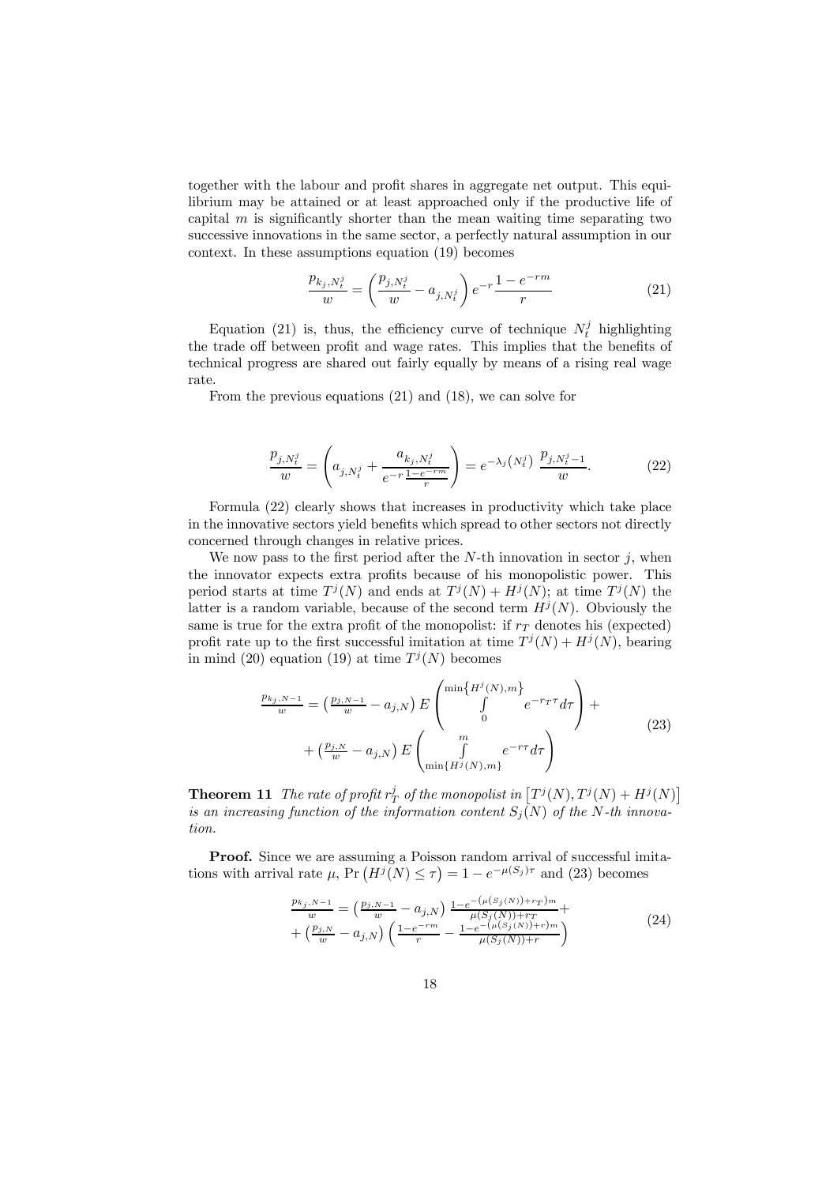together with the labour and profit shares in aggregate net output. This equilibrium may be attained or at least approached only if the productive life of capital $m$ is significantly shorter than the mean waiting time separating two successive innovations in the same sector, a perfectly natural assumption in our context. In these assumptions equation (19) becomes

$$\frac{p_{k_j,N_t^j}}{w} = \left(\frac{p_{j,N_t^j}}{w} - a_{j,N_t^j}\right) e^{-r} \frac{1-e^{-rm}}{r} \tag{21}$$

Equation (21) is, thus, the efficiency curve of technique $N_t^j$ highlighting the trade off between profit and wage rates. This implies that the benefits of technical progress are shared out fairly equally by means of a rising real wage rate.

From the previous equations (21) and (18), we can solve for

$$\frac{p_{j,N_t^j}}{w} = \left(a_{j,N_t^j} + \frac{a_{k_j,N_t^j}}{e^{-r}\frac{1-e^{-rm}}{r}}\right) = e^{-\lambda_j\left(N_t^j\right)} \; \frac{p_{j,N_t^j-1}}{w}. \tag{22}$$

Formula (22) clearly shows that increases in productivity which take place in the innovative sectors yield benefits which spread to other sectors not directly concerned through changes in relative prices.

We now pass to the first period after the $N$-th innovation in sector $j$, when the innovator expects extra profits because of his monopolistic power. This period starts at time $T^j(N)$ and ends at $T^j(N) + H^j(N)$; at time $T^j(N)$ the latter is a random variable, because of the second term $H^j(N)$. Obviously the same is true for the extra profit of the monopolist: if $r_T$ denotes his (expected) profit rate up to the first successful imitation at time $T^j(N) + H^j(N)$, bearing in mind (20) equation (19) at time $T^j(N)$ becomes

$$\begin{gathered}\frac{p_{k_j,N-1}}{w} = \left(\frac{p_{j,N-1}}{w} - a_{j,N}\right) E\left(\int_0^{\min\left\{H^j(N),m\right\}} e^{-r_T\tau} d\tau\right) + \\ + \left(\frac{p_{j,N}}{w} - a_{j,N}\right) E\left(\int_{\min\left\{H^j(N),m\right\}}^{m} e^{-r\tau} d\tau\right)\end{gathered} \tag{23}$$

**Theorem 11** *The rate of profit $r_T^j$ of the monopolist in $\left[T^j(N), T^j(N) + H^j(N)\right]$ is an increasing function of the information content $S_j(N)$ of the $N$-th innovation.*

**Proof.** Since we are assuming a Poisson random arrival of successful imitations with arrival rate $\mu$, $\Pr\left(H^j(N) \leq \tau\right) = 1 - e^{-\mu(S_j)\tau}$ and (23) becomes

$$\begin{gathered}\frac{p_{k_j,N-1}}{w} = \left(\frac{p_{j,N-1}}{w} - a_{j,N}\right) \frac{1-e^{-(\mu(S_j(N))+r_T)m}}{\mu(S_j(N))+r_T} + \\ + \left(\frac{p_{j,N}}{w} - a_{j,N}\right)\left(\frac{1-e^{-rm}}{r} - \frac{1-e^{-(\mu(S_j(N))+r)m}}{\mu(S_j(N))+r}\right)\end{gathered} \tag{24}$$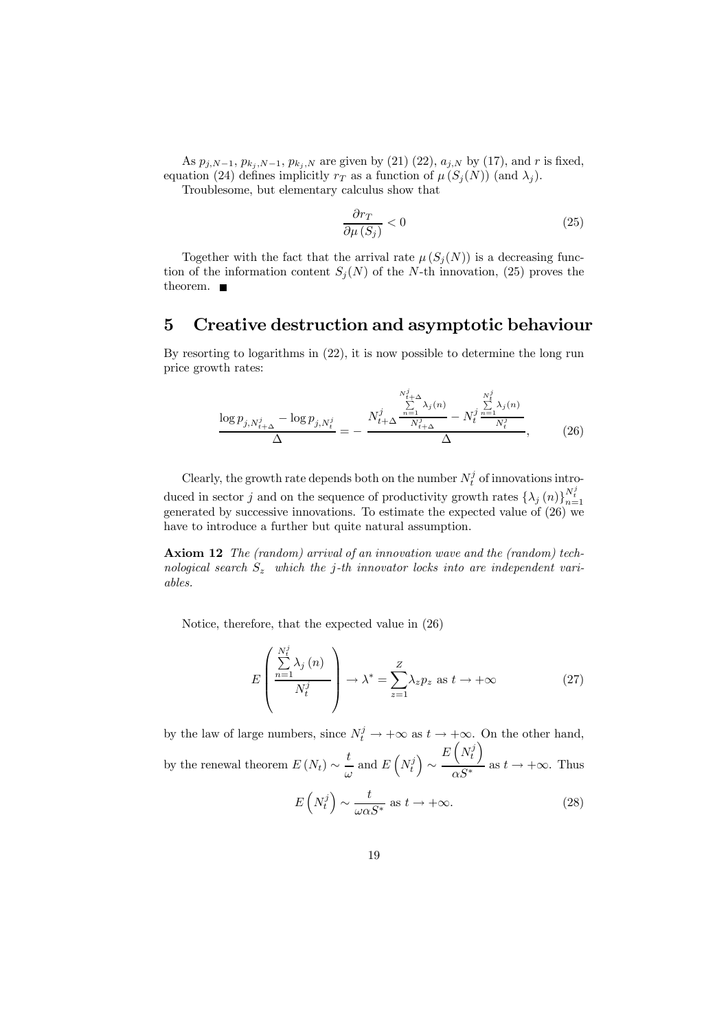As $p_{j,N-1}$, $p_{k_j,N-1}$, $p_{k_j,N}$ are given by (21) (22), $a_{j,N}$ by (17), and $r$ is fixed, equation (24) defines implicitly $r_T$ as a function of $\mu(S_j(N))$ (and $\lambda_j$).

Troublesome, but elementary calculus show that

$$\frac{\partial r_T}{\partial \mu(S_j)} < 0 \tag{25}$$

Together with the fact that the arrival rate $\mu(S_j(N))$ is a decreasing function of the information content $S_j(N)$ of the $N$-th innovation, (25) proves the theorem. ■

## 5 Creative destruction and asymptotic behaviour

By resorting to logarithms in (22), it is now possible to determine the long run price growth rates:

$$\frac{\log p_{j,N^j_{t+\Delta}} - \log p_{j,N^j_t}}{\Delta} = -\frac{N^j_{t+\Delta}\frac{\sum_{n=1}^{N^j_{t+\Delta}}\lambda_j(n)}{N^j_{t+\Delta}} - N^j_t\frac{\sum_{n=1}^{N^j_t}\lambda_j(n)}{N^j_t}}{\Delta}, \tag{26}$$

Clearly, the growth rate depends both on the number $N^j_t$ of innovations introduced in sector $j$ and on the sequence of productivity growth rates $\{\lambda_j(n)\}_{n=1}^{N^j_t}$ generated by successive innovations. To estimate the expected value of (26) we have to introduce a further but quite natural assumption.

**Axiom 12** *The (random) arrival of an innovation wave and the (random) technological search $S_z$ which the $j$-th innovator locks into are independent variables.*

Notice, therefore, that the expected value in (26)

$$E\left(\frac{\sum_{n=1}^{N^j_t}\lambda_j(n)}{N^j_t}\right) \to \lambda^* = \sum_{z=1}^{Z}\lambda_z p_z \text{ as } t \to +\infty \tag{27}$$

by the law of large numbers, since $N^j_t \to +\infty$ as $t \to +\infty$. On the other hand, by the renewal theorem $E(N_t) \sim \frac{t}{\omega}$ and $E\left(N^j_t\right) \sim \frac{E\left(N^j_t\right)}{\alpha S^*}$ as $t \to +\infty$. Thus

$$E\left(N^j_t\right) \sim \frac{t}{\omega\alpha S^*} \text{ as } t \to +\infty. \tag{28}$$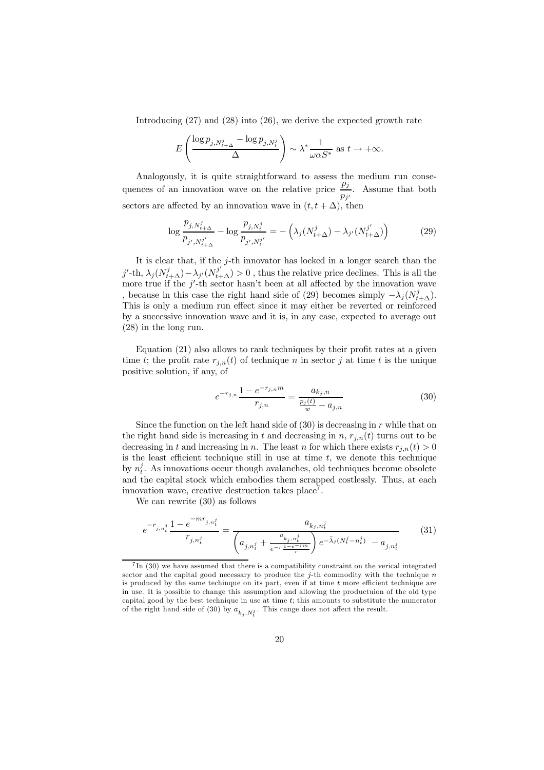Introducing (27) and (28) into (26), we derive the expected growth rate

$$E\left(\frac{\log p_{j,N_{t+\Delta}^j} - \log p_{j,N_t^j}}{\Delta}\right) \sim \lambda^* \frac{1}{\omega \alpha S^*} \text{ as } t \to +\infty.$$

Analogously, it is quite straightforward to assess the medium run consequences of an innovation wave on the relative price $\dfrac{p_j}{p_{j'}}$. Assume that both sectors are affected by an innovation wave in $(t, t+\Delta)$, then

$$\log \frac{p_{j,N_{t+\Delta}^j}}{p_{j',N_{t+\Delta}^{j'}}} - \log \frac{p_{j,N_t^j}}{p_{j',N_t^{j'}}} = -\left(\lambda_j(N_{t+\Delta}^j) - \lambda_{j'}(N_{t+\Delta}^{j'})\right) \tag{29}$$

It is clear that, if the $j$-th innovator has locked in a longer search than the $j'$-th, $\lambda_j(N_{t+\Delta}^j) - \lambda_{j'}(N_{t+\Delta}^{j'}) > 0$ , thus the relative price declines. This is all the more true if the $j'$-th sector hasn't been at all affected by the innovation wave , because in this case the right hand side of (29) becomes simply $-\lambda_j(N_{t+\Delta}^j)$. This is only a medium run effect since it may either be reverted or reinforced by a successive innovation wave and it is, in any case, expected to average out (28) in the long run.

Equation (21) also allows to rank techniques by their profit rates at a given time $t$; the profit rate $r_{j,n}(t)$ of technique $n$ in sector $j$ at time $t$ is the unique positive solution, if any, of

$$e^{-r_{j,n}} \frac{1 - e^{-r_{j,n}m}}{r_{j,n}} = \frac{a_{k_j,n}}{\frac{p_j(t)}{w} - a_{j,n}} \tag{30}$$

Since the function on the left hand side of (30) is decreasing in $r$ while that on the right hand side is increasing in $t$ and decreasing in $n$, $r_{j,n}(t)$ turns out to be decreasing in $t$ and increasing in $n$. The least $n$ for which there exists $r_{j,n}(t) > 0$ is the least efficient technique still in use at time $t$, we denote this technique by $n_t^j$. As innovations occur though avalanches, old techniques become obsolete and the capital stock which embodies them scrapped costlessly. Thus, at each innovation wave, creative destruction takes place[7].

We can rewrite (30) as follows

$$e^{-r_{j,n_t^j}} \frac{1 - e^{-mr_{j,n_t^j}}}{r_{j,n_t^j}} = \frac{a_{k_j,n_t^j}}{\left(a_{j,n_t^j} + \frac{a_{k_j,n_t^j}}{e^{-r}\frac{1-e^{-rm}}{r}}\right) e^{-\bar{\lambda}_j(N_t^j - n_t^j)} - a_{j,n_t^j}} \tag{31}$$

[7] In (30) we have assumed that there is a compatibility constraint on the verical integrated sector and the capital good necessary to produce the $j$-th commodity with the technique $n$ is produced by the same techinque on its part, even if at time $t$ more efficient technique are in use. It is possible to change this assumption and allowing the productuion of the old type capital good by the best technique in use at time $t$; this amounts to substitute the numerator of the right hand side of (30) by $a_{k_j,N_t^j}$. This cange does not affect the result.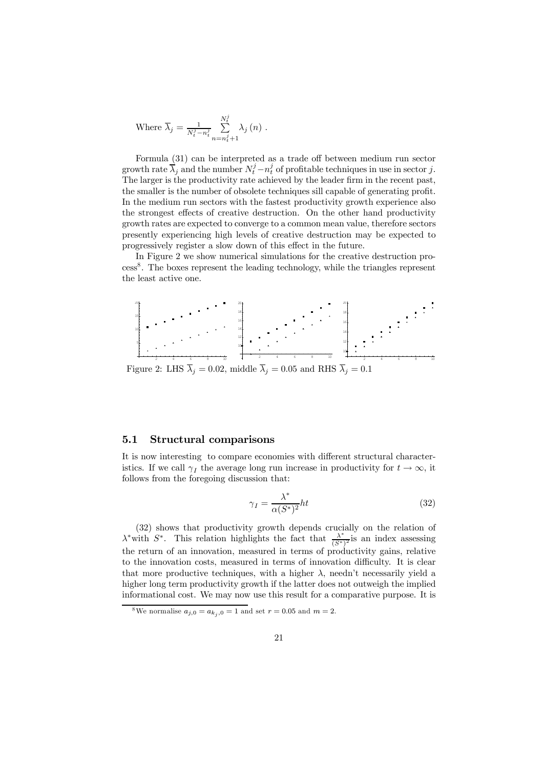Where $\overline{\lambda}_j = \frac{1}{N_t^j - n_t^j} \sum_{n=n_t^j+1}^{N_t^j} \lambda_j(n)$.

Formula (31) can be interpreted as a trade off between medium run sector growth rate $\overline{\lambda}_j$ and the number $N_t^j - n_t^j$ of profitable techniques in use in sector $j$. The larger is the productivity rate achieved by the leader firm in the recent past, the smaller is the number of obsolete techniques sill capable of generating profit. In the medium run sectors with the fastest productivity growth experience also the strongest effects of creative destruction. On the other hand productivity growth rates are expected to converge to a common mean value, therefore sectors presently experiencing high levels of creative destruction may be expected to progressively register a slow down of this effect in the future.

In Figure 2 we show numerical simulations for the creative destruction process[8]. The boxes represent the leading technology, while the triangles represent the least active one.

Figure 2: LHS $\overline{\lambda}_j = 0.02$, middle $\overline{\lambda}_j = 0.05$ and RHS $\overline{\lambda}_j = 0.1$

## 5.1 Structural comparisons

It is now interesting to compare economies with different structural characteristics. If we call $\gamma_I$ the average long run increase in productivity for $t \to \infty$, it follows from the foregoing discussion that:

$$\gamma_I = \frac{\lambda^*}{\alpha (S^*)^2} ht \tag{32}$$

(32) shows that productivity growth depends crucially on the relation of $\lambda^*$with $S^*$. This relation highlights the fact that $\frac{\lambda^*}{(S^*)^2}$is an index assessing the return of an innovation, measured in terms of productivity gains, relative to the innovation costs, measured in terms of innovation difficulty. It is clear that more productive techniques, with a higher $\lambda$, needn't necessarily yield a higher long term productivity growth if the latter does not outweigh the implied informational cost. We may now use this result for a comparative purpose. It is

[8] We normalise $a_{j,0} = a_{k_j,0} = 1$ and set $r = 0.05$ and $m = 2$.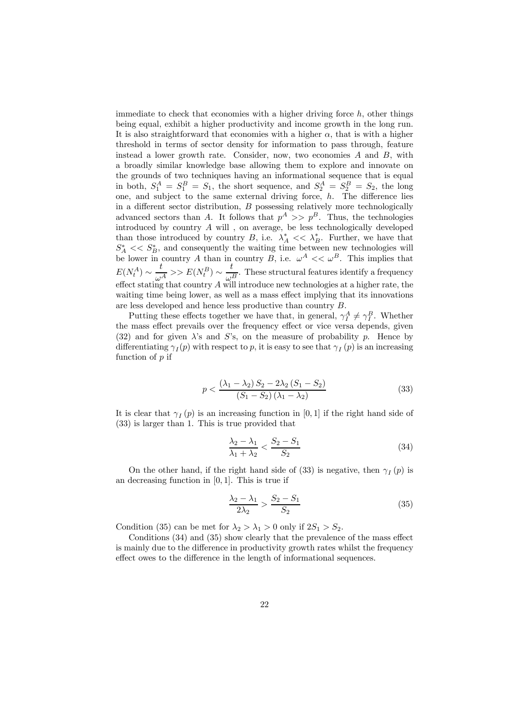immediate to check that economies with a higher driving force $h$, other things being equal, exhibit a higher productivity and income growth in the long run. It is also straightforward that economies with a higher $\alpha$, that is with a higher threshold in terms of sector density for information to pass through, feature instead a lower growth rate. Consider, now, two economies $A$ and $B$, with a broadly similar knowledge base allowing them to explore and innovate on the grounds of two techniques having an informational sequence that is equal in both, $S_1^A = S_1^B = S_1$, the short sequence, and $S_2^A = S_2^B = S_2$, the long one, and subject to the same external driving force, $h$. The difference lies in a different sector distribution, $B$ possessing relatively more technologically advanced sectors than $A$. It follows that $p^A >> p^B$. Thus, the technologies introduced by country $A$ will , on average, be less technologically developed than those introduced by country $B$, i.e. $\lambda_A^* << \lambda_B^*$. Further, we have that $S_A^* << S_B^*$, and consequently the waiting time between new technologies will be lower in country $A$ than in country $B$, i.e. $\omega^A << \omega^B$. This implies that $E(N_t^A) \sim \dfrac{t}{\omega^A} >> E(N_t^B) \sim \dfrac{t}{\omega^B}$. These structural features identify a frequency effect stating that country $A$ will introduce new technologies at a higher rate, the waiting time being lower, as well as a mass effect implying that its innovations are less developed and hence less productive than country $B$.

Putting these effects together we have that, in general, $\gamma_I^A \neq \gamma_I^B$. Whether the mass effect prevails over the frequency effect or vice versa depends, given (32) and for given $\lambda$'s and $S$'s, on the measure of probability $p$. Hence by differentiating $\gamma_I(p)$ with respect to $p$, it is easy to see that $\gamma_I(p)$ is an increasing function of $p$ if

$$p < \frac{(\lambda_1 - \lambda_2) S_2 - 2\lambda_2 (S_1 - S_2)}{(S_1 - S_2)(\lambda_1 - \lambda_2)} \tag{33}$$

It is clear that $\gamma_I(p)$ is an increasing function in $[0, 1]$ if the right hand side of (33) is larger than 1. This is true provided that

$$\frac{\lambda_2 - \lambda_1}{\lambda_1 + \lambda_2} < \frac{S_2 - S_1}{S_2} \tag{34}$$

On the other hand, if the right hand side of (33) is negative, then $\gamma_I(p)$ is an decreasing function in $[0, 1]$. This is true if

$$\frac{\lambda_2 - \lambda_1}{2\lambda_2} > \frac{S_2 - S_1}{S_2} \tag{35}$$

Condition (35) can be met for $\lambda_2 > \lambda_1 > 0$ only if $2S_1 > S_2$.

Conditions (34) and (35) show clearly that the prevalence of the mass effect is mainly due to the difference in productivity growth rates whilst the frequency effect owes to the difference in the length of informational sequences.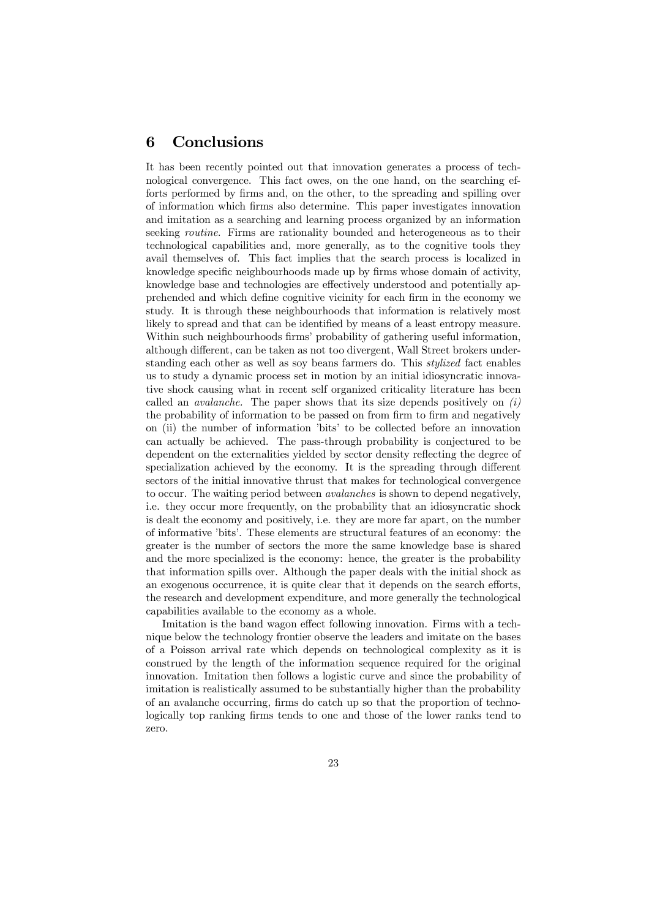## 6 Conclusions

It has been recently pointed out that innovation generates a process of technological convergence. This fact owes, on the one hand, on the searching efforts performed by firms and, on the other, to the spreading and spilling over of information which firms also determine. This paper investigates innovation and imitation as a searching and learning process organized by an information seeking *routine*. Firms are rationality bounded and heterogeneous as to their technological capabilities and, more generally, as to the cognitive tools they avail themselves of. This fact implies that the search process is localized in knowledge specific neighbourhoods made up by firms whose domain of activity, knowledge base and technologies are effectively understood and potentially apprehended and which define cognitive vicinity for each firm in the economy we study. It is through these neighbourhoods that information is relatively most likely to spread and that can be identified by means of a least entropy measure. Within such neighbourhoods firms' probability of gathering useful information, although different, can be taken as not too divergent, Wall Street brokers understanding each other as well as soy beans farmers do. This *stylized* fact enables us to study a dynamic process set in motion by an initial idiosyncratic innovative shock causing what in recent self organized criticality literature has been called an *avalanche*. The paper shows that its size depends positively on *(i)* the probability of information to be passed on from firm to firm and negatively on (ii) the number of information 'bits' to be collected before an innovation can actually be achieved. The pass-through probability is conjectured to be dependent on the externalities yielded by sector density reflecting the degree of specialization achieved by the economy. It is the spreading through different sectors of the initial innovative thrust that makes for technological convergence to occur. The waiting period between *avalanches* is shown to depend negatively, i.e. they occur more frequently, on the probability that an idiosyncratic shock is dealt the economy and positively, i.e. they are more far apart, on the number of informative 'bits'. These elements are structural features of an economy: the greater is the number of sectors the more the same knowledge base is shared and the more specialized is the economy: hence, the greater is the probability that information spills over. Although the paper deals with the initial shock as an exogenous occurrence, it is quite clear that it depends on the search efforts, the research and development expenditure, and more generally the technological capabilities available to the economy as a whole.

Imitation is the band wagon effect following innovation. Firms with a technique below the technology frontier observe the leaders and imitate on the bases of a Poisson arrival rate which depends on technological complexity as it is construed by the length of the information sequence required for the original innovation. Imitation then follows a logistic curve and since the probability of imitation is realistically assumed to be substantially higher than the probability of an avalanche occurring, firms do catch up so that the proportion of technologically top ranking firms tends to one and those of the lower ranks tend to zero.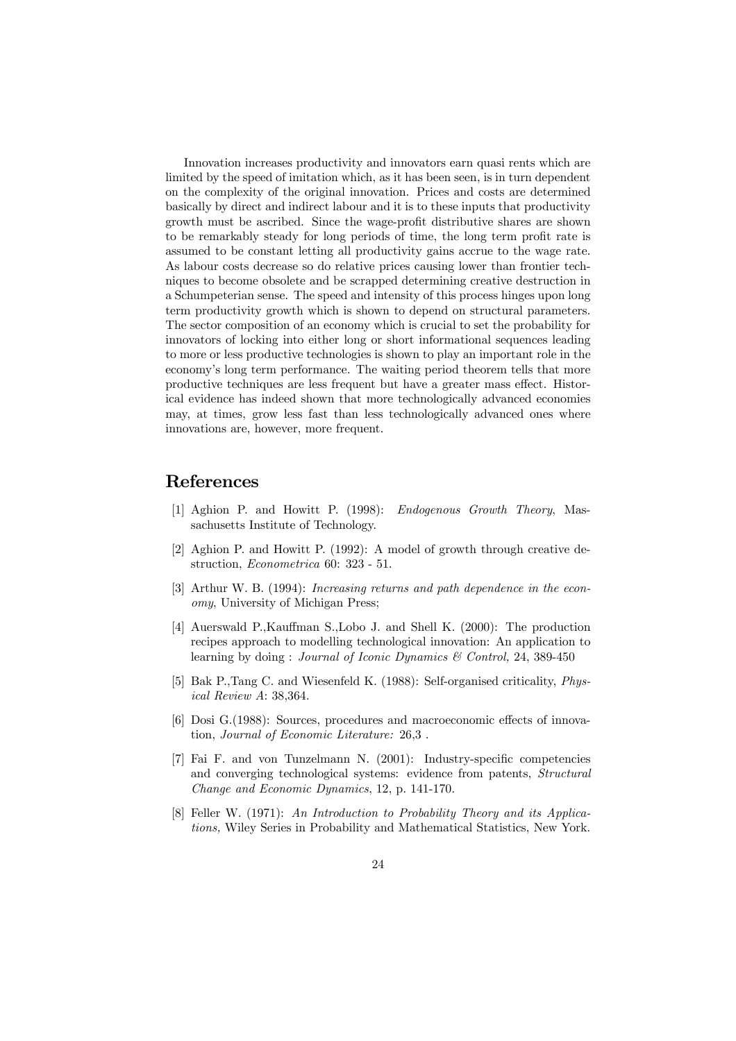Innovation increases productivity and innovators earn quasi rents which are limited by the speed of imitation which, as it has been seen, is in turn dependent on the complexity of the original innovation. Prices and costs are determined basically by direct and indirect labour and it is to these inputs that productivity growth must be ascribed. Since the wage-profit distributive shares are shown to be remarkably steady for long periods of time, the long term profit rate is assumed to be constant letting all productivity gains accrue to the wage rate. As labour costs decrease so do relative prices causing lower than frontier techniques to become obsolete and be scrapped determining creative destruction in a Schumpeterian sense. The speed and intensity of this process hinges upon long term productivity growth which is shown to depend on structural parameters. The sector composition of an economy which is crucial to set the probability for innovators of locking into either long or short informational sequences leading to more or less productive technologies is shown to play an important role in the economy's long term performance. The waiting period theorem tells that more productive techniques are less frequent but have a greater mass effect. Historical evidence has indeed shown that more technologically advanced economies may, at times, grow less fast than less technologically advanced ones where innovations are, however, more frequent.

# References

[1] Aghion P. and Howitt P. (1998): *Endogenous Growth Theory*, Massachusetts Institute of Technology.

[2] Aghion P. and Howitt P. (1992): A model of growth through creative destruction, *Econometrica* 60: 323 - 51.

[3] Arthur W. B. (1994): *Increasing returns and path dependence in the economy*, University of Michigan Press;

[4] Auerswald P.,Kauffman S.,Lobo J. and Shell K. (2000): The production recipes approach to modelling technological innovation: An application to learning by doing : *Journal of Iconic Dynamics & Control,* 24, 389-450

[5] Bak P.,Tang C. and Wiesenfeld K. (1988): Self-organised criticality, *Physical Review A*: 38,364.

[6] Dosi G.(1988): Sources, procedures and macroeconomic effects of innovation, *Journal of Economic Literature:* 26,3 .

[7] Fai F. and von Tunzelmann N. (2001): Industry-specific competencies and converging technological systems: evidence from patents, *Structural Change and Economic Dynamics*, 12, p. 141-170.

[8] Feller W. (1971): *An Introduction to Probability Theory and its Applications,* Wiley Series in Probability and Mathematical Statistics, New York.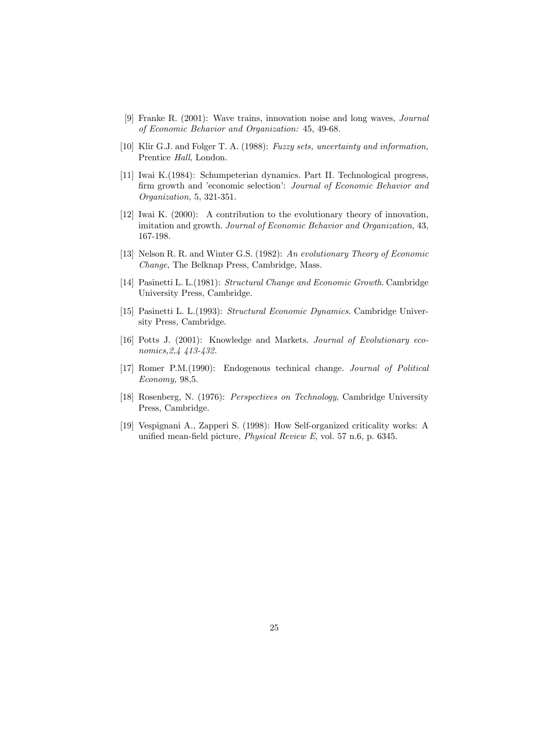[9] Franke R. (2001): Wave trains, innovation noise and long waves, *Journal of Economic Behavior and Organization:* 45, 49-68.

[10] Klir G.J. and Folger T. A. (1988): *Fuzzy sets, uncertainty and information,* Prentice *Hall*, London.

[11] Iwai K.(1984): Schumpeterian dynamics. Part II. Technological progress, firm growth and 'economic selection': *Journal of Economic Behavior and Organization,* 5, 321-351.

[12] Iwai K. (2000): A contribution to the evolutionary theory of innovation, imitation and growth. *Journal of Economic Behavior and Organization,* 43, 167-198.

[13] Nelson R. R. and Winter G.S. (1982): *An evolutionary Theory of Economic Change*, The Belknap Press, Cambridge, Mass.

[14] Pasinetti L. L.(1981): *Structural Change and Economic Growth*. Cambridge University Press, Cambridge.

[15] Pasinetti L. L.(1993): *Structural Economic Dynamics*. Cambridge University Press, Cambridge.

[16] Potts J. (2001): Knowledge and Markets. *Journal of Evolutionary economics,2,4 413-432.*

[17] Romer P.M.(1990): Endogenous technical change. *Journal of Political Economy,* 98,5.

[18] Rosenberg, N. (1976): *Perspectives on Technology*, Cambridge University Press, Cambridge.

[19] Vespignani A., Zapperi S. (1998): How Self-organized criticality works: A unified mean-field picture, *Physical Review E*, vol. 57 n.6, p. 6345.